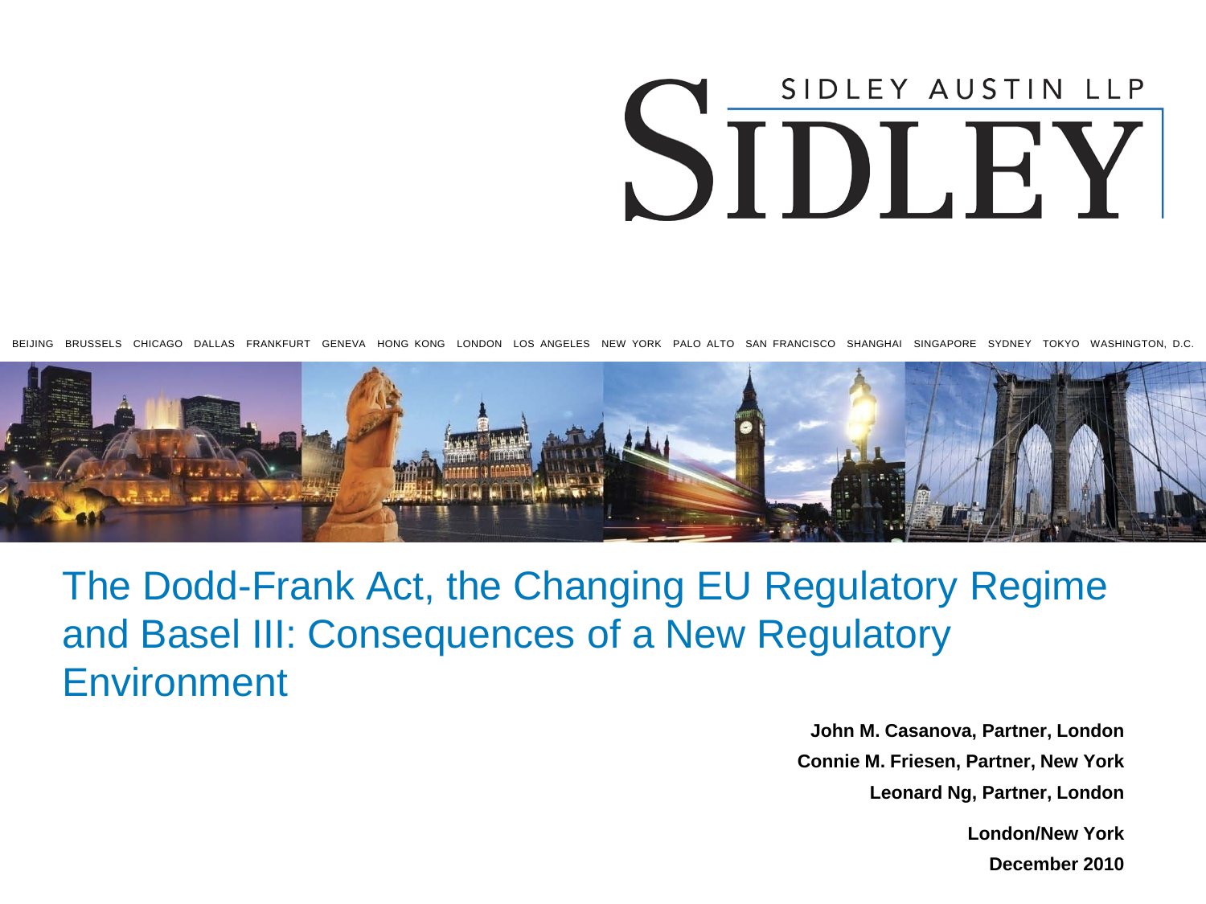SIDLEY AUSTIN LLP

SIDLEY

BEIJING BRUSSELS CHICAGO DALLAS FRANKFURT GENEVA HONG KONG LONDON LOS ANGELES NEW YORK PALO ALTO SAN FRANCISCO SHANGHAI SINGAPORE SYDNEY TOKYO WASHINGTON, D.C.

# The Dodd-Frank Act, the Changing EU Regulatory Regime and Basel III: Consequences of a New Regulatory Environment

**John M. Casanova, Partner, London**

**Connie M. Friesen, Partner, New York**

**Leonard Ng, Partner, London**

**London/New York**

**December 2010**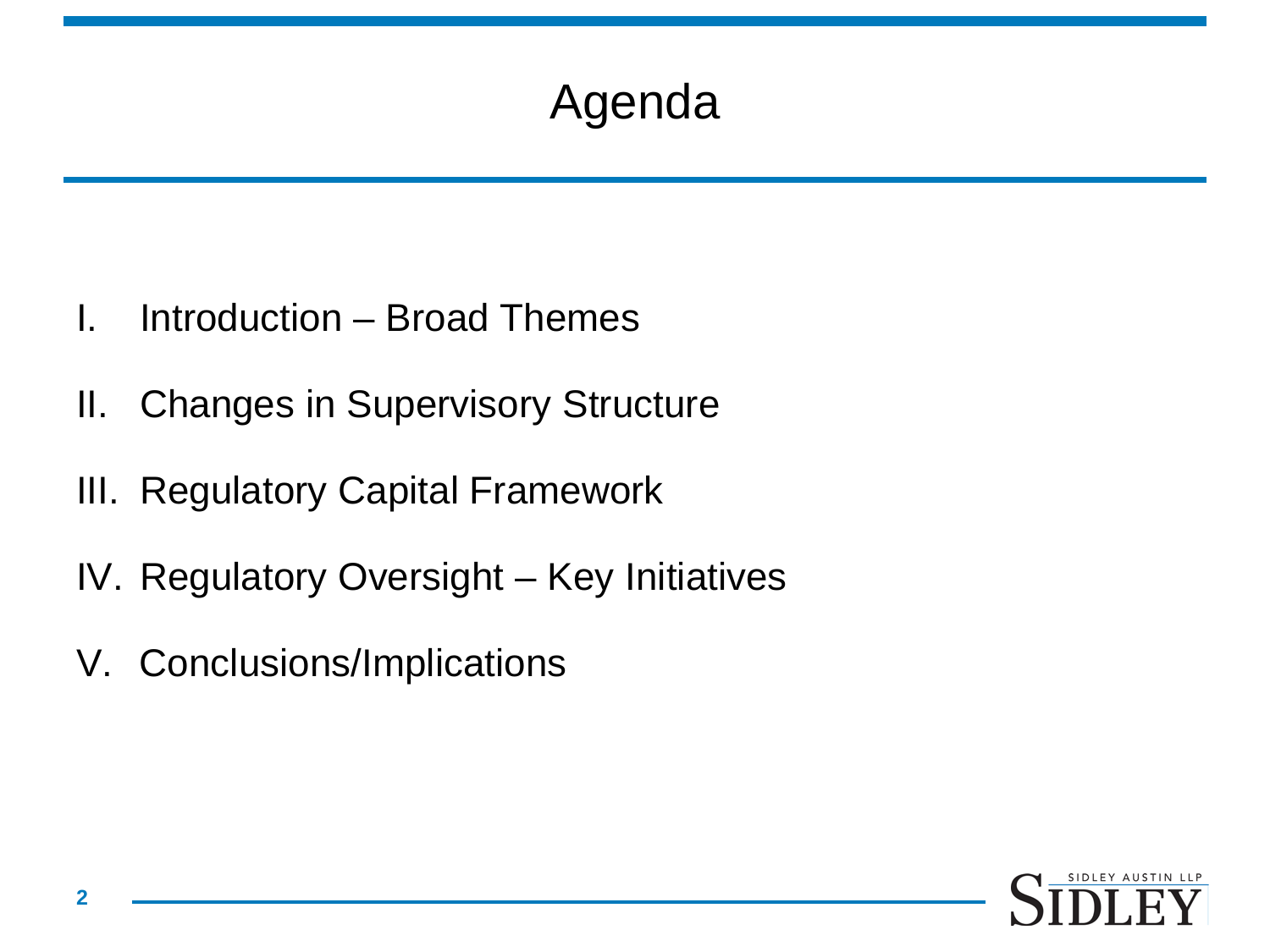# Agenda

I. Introduction – Broad Themes

II. Changes in Supervisory Structure

III. Regulatory Capital Framework

IV. Regulatory Oversight – Key Initiatives

V. Conclusions/Implications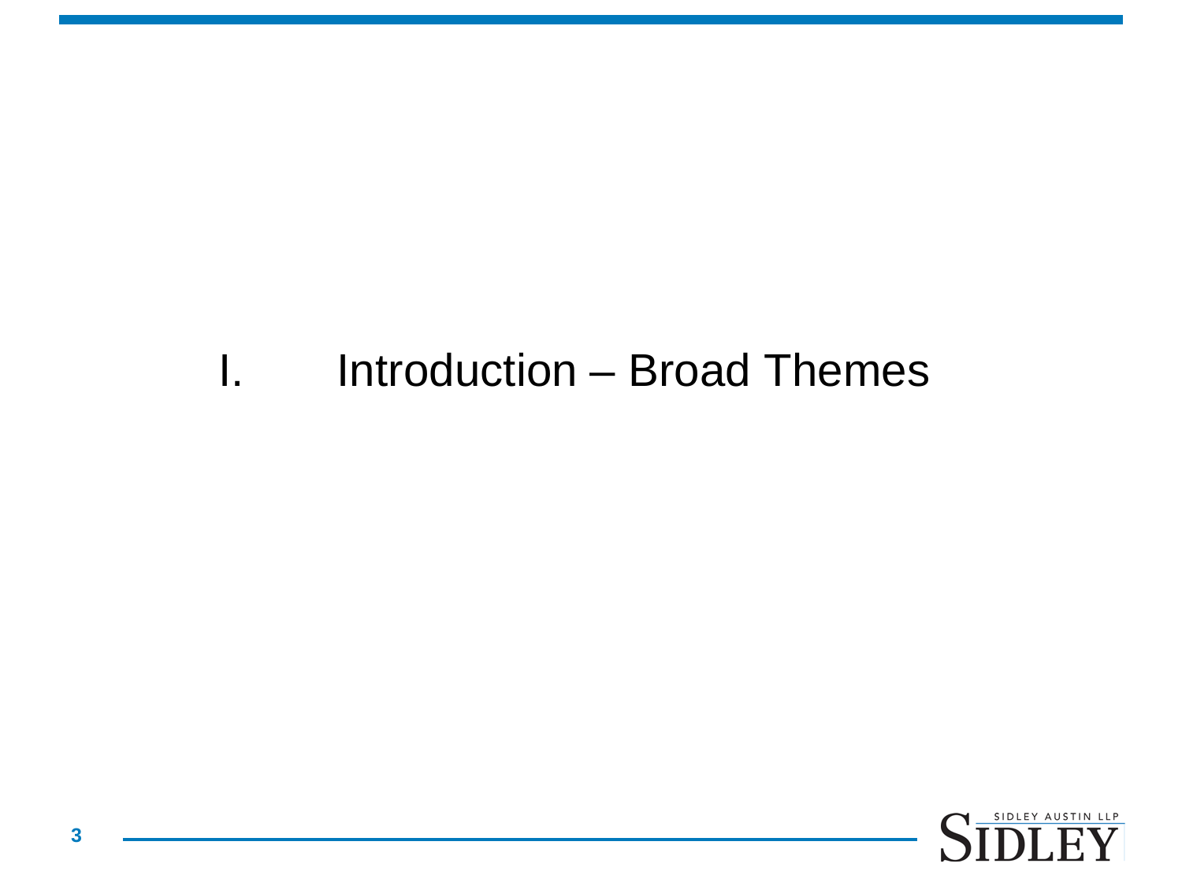# I. Introduction – Broad Themes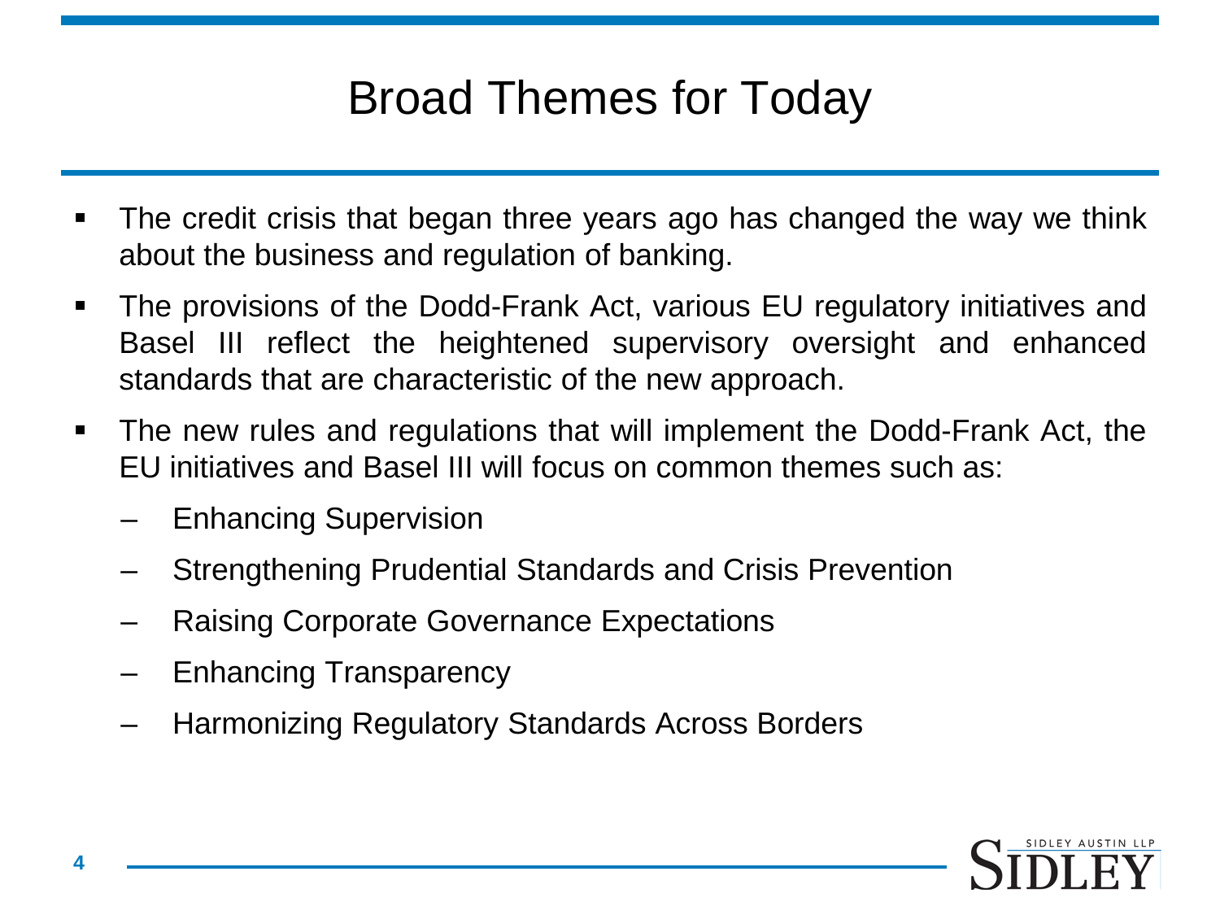# Broad Themes for Today

- The credit crisis that began three years ago has changed the way we think about the business and regulation of banking.
- The provisions of the Dodd-Frank Act, various EU regulatory initiatives and Basel III reflect the heightened supervisory oversight and enhanced standards that are characteristic of the new approach.
- The new rules and regulations that will implement the Dodd-Frank Act, the EU initiatives and Basel III will focus on common themes such as:
  - Enhancing Supervision
  - Strengthening Prudential Standards and Crisis Prevention
  - Raising Corporate Governance Expectations
  - Enhancing Transparency
  - Harmonizing Regulatory Standards Across Borders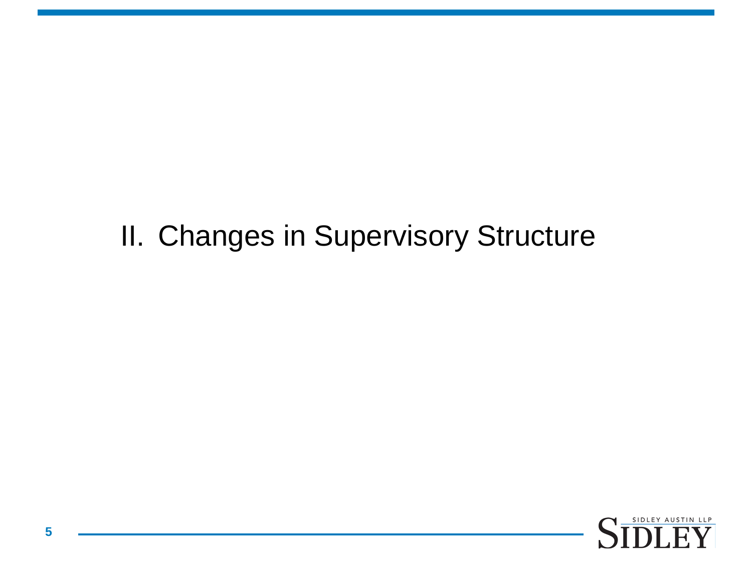# II. Changes in Supervisory Structure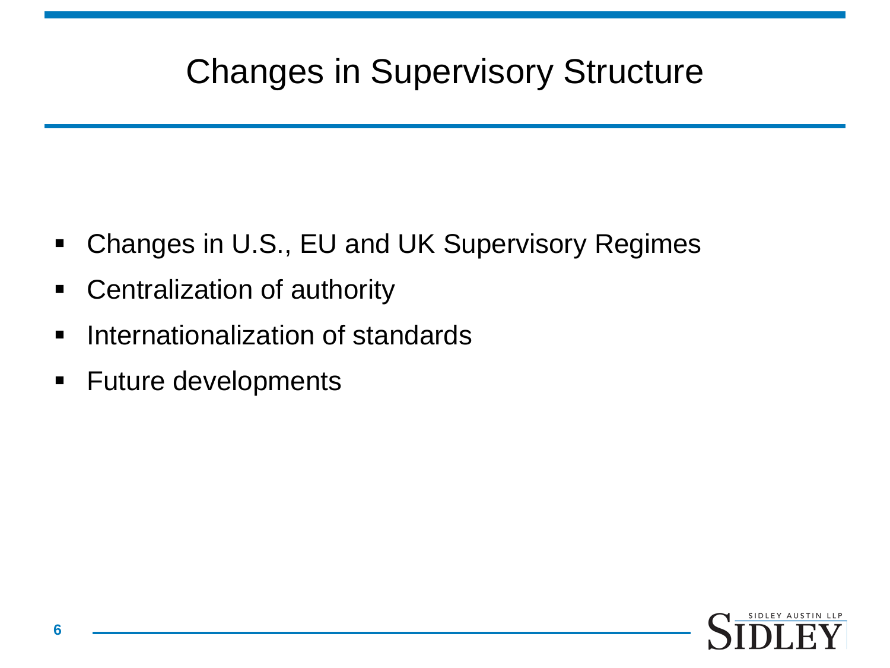# Changes in Supervisory Structure

- Changes in U.S., EU and UK Supervisory Regimes
- Centralization of authority
- Internationalization of standards
- Future developments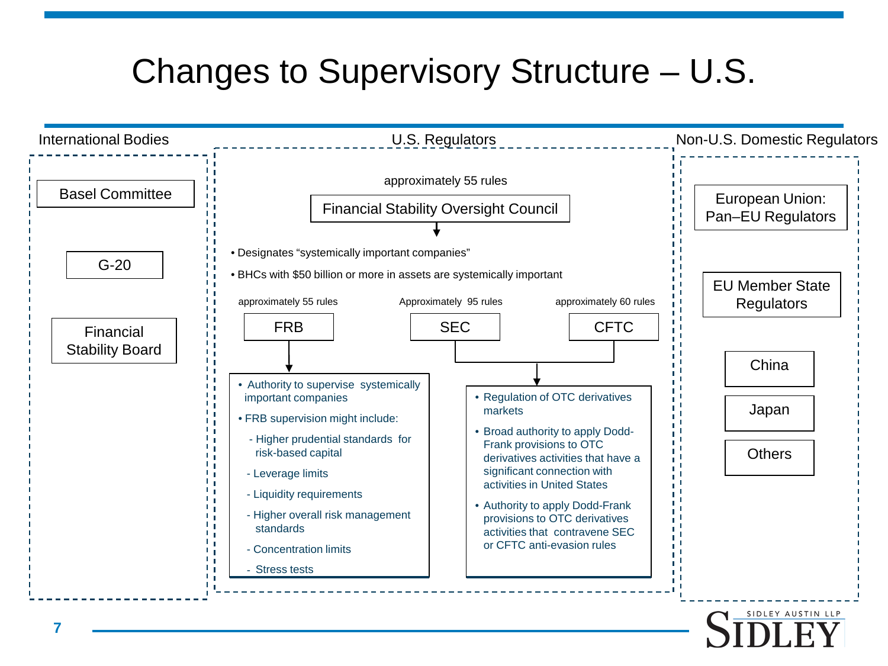# Changes to Supervisory Structure – U.S.

## International Bodies

- Basel Committee
- G-20
- Financial Stability Board

## U.S. Regulators

approximately 55 rules

**Financial Stability Oversight Council**

- Designates "systemically important companies"
- BHCs with $50 billion or more in assets are systemically important

approximately 55 rules

**FRB**

- Authority to supervise systemically important companies
- FRB supervision might include:
  - Higher prudential standards for risk-based capital
  - Leverage limits
  - Liquidity requirements
  - Higher overall risk management standards
  - Concentration limits
  - Stress tests

Approximately 95 rules

**SEC**

approximately 60 rules

**CFTC**

SEC and CFTC:

- Regulation of OTC derivatives markets
- Broad authority to apply Dodd-Frank provisions to OTC derivatives activities that have a significant connection with activities in United States
- Authority to apply Dodd-Frank provisions to OTC derivatives activities that contravene SEC or CFTC anti-evasion rules

## Non-U.S. Domestic Regulators

- European Union: Pan–EU Regulators
- EU Member State Regulators
- China
- Japan
- Others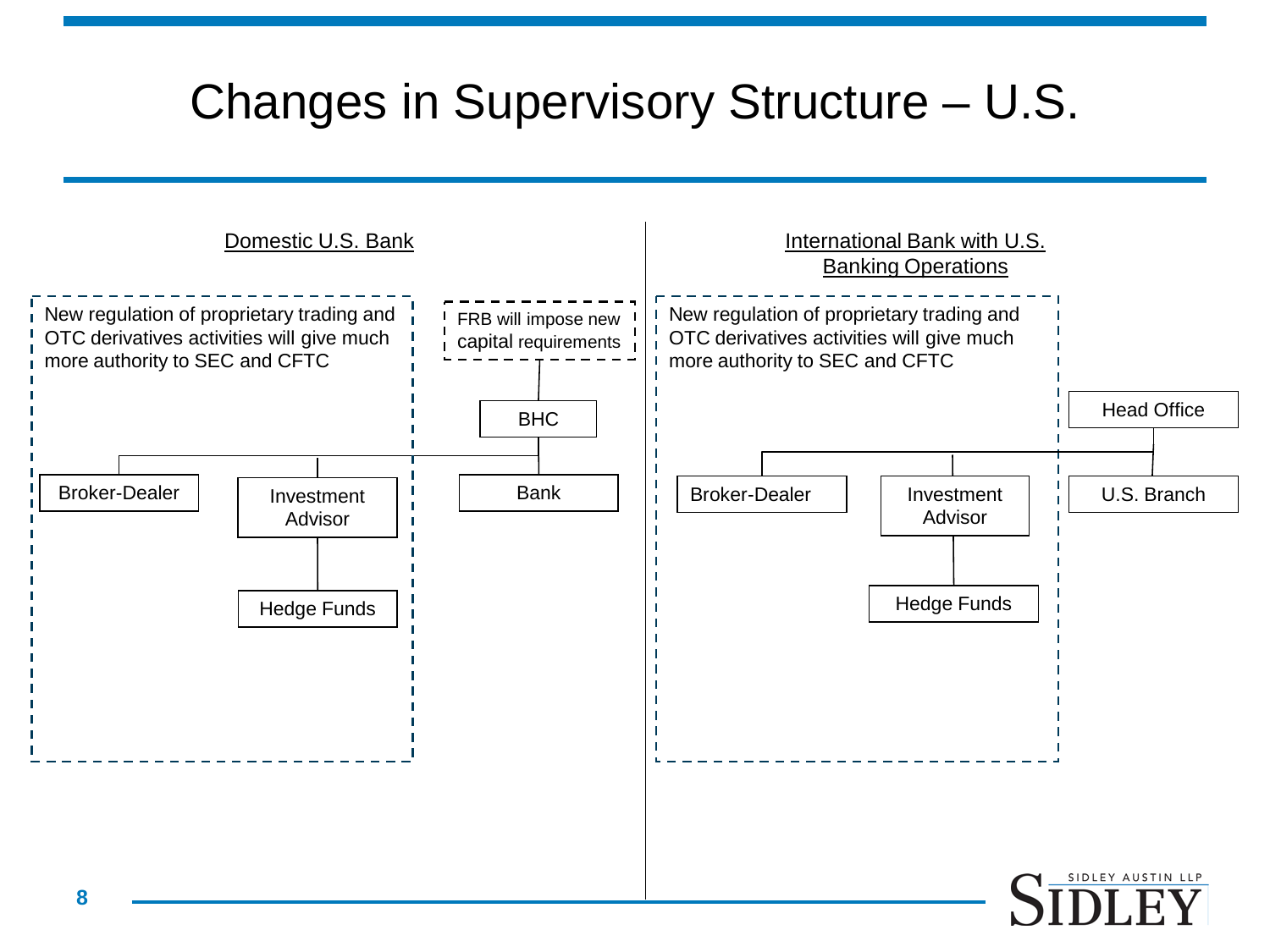# Changes in Supervisory Structure – U.S.

## Domestic U.S. Bank

New regulation of proprietary trading and OTC derivatives activities will give much more authority to SEC and CFTC

FRB will impose new capital requirements

- BHC
  - Broker-Dealer
  - Investment Advisor
    - Hedge Funds
  - Bank

## International Bank with U.S. Banking Operations

New regulation of proprietary trading and OTC derivatives activities will give much more authority to SEC and CFTC

- Head Office
  - Broker-Dealer
  - Investment Advisor
    - Hedge Funds
  - U.S. Branch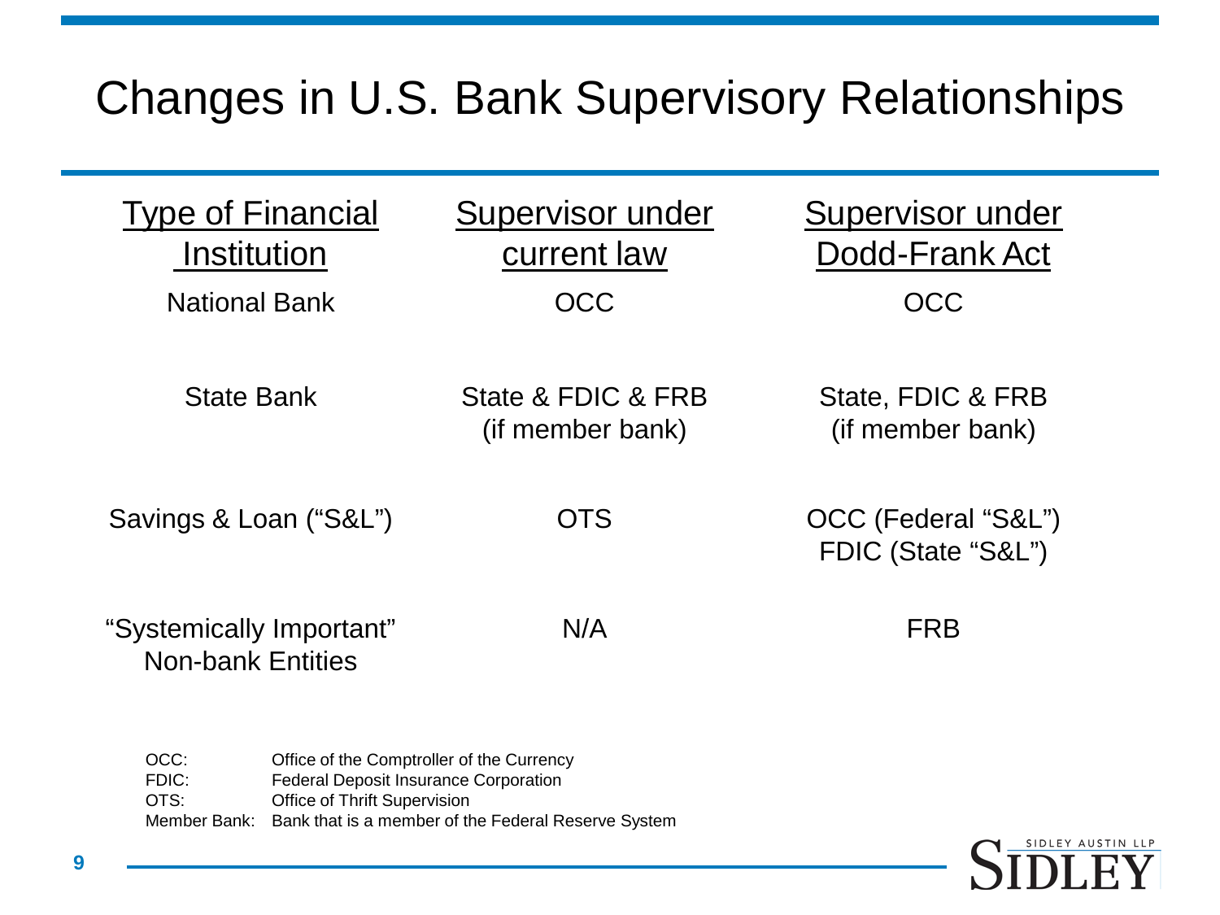# Changes in U.S. Bank Supervisory Relationships

| Type of Financial Institution | Supervisor under current law | Supervisor under Dodd-Frank Act |
|---|---|---|
| National Bank | OCC | OCC |
| State Bank | State & FDIC & FRB (if member bank) | State, FDIC & FRB (if member bank) |
| Savings & Loan ("S&L") | OTS | OCC (Federal "S&L") FDIC (State "S&L") |
| "Systemically Important" Non-bank Entities | N/A | FRB |

| | |
|---|---|
| OCC: | Office of the Comptroller of the Currency |
| FDIC: | Federal Deposit Insurance Corporation |
| OTS: | Office of Thrift Supervision |
| Member Bank: | Bank that is a member of the Federal Reserve System |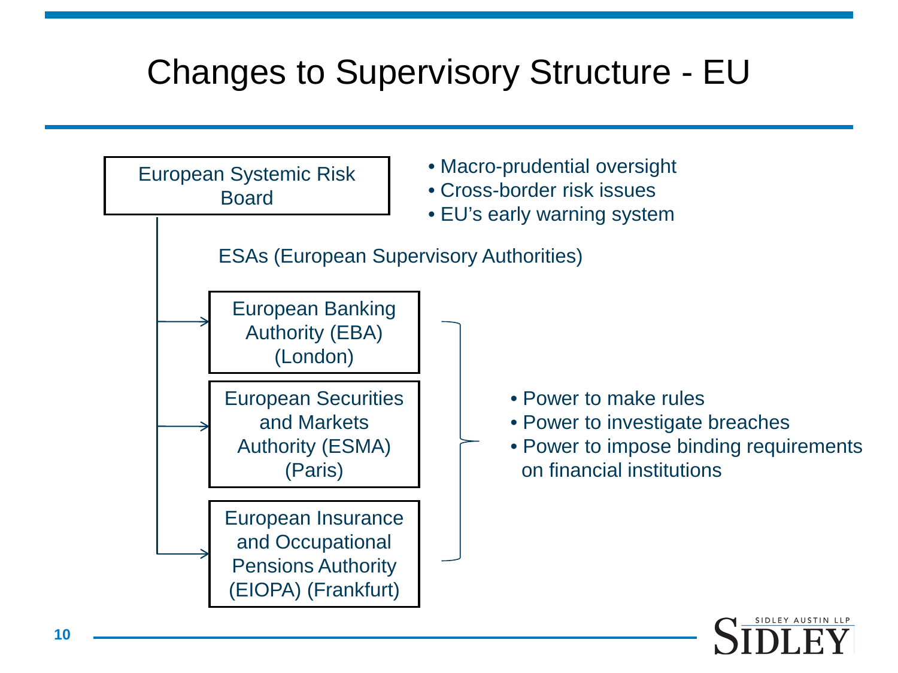# Changes to Supervisory Structure - EU

**European Systemic Risk Board**

- Macro-prudential oversight
- Cross-border risk issues
- EU's early warning system

ESAs (European Supervisory Authorities)

- European Banking Authority (EBA) (London)
- European Securities and Markets Authority (ESMA) (Paris)
- European Insurance and Occupational Pensions Authority (EIOPA) (Frankfurt)

- Power to make rules
- Power to investigate breaches
- Power to impose binding requirements on financial institutions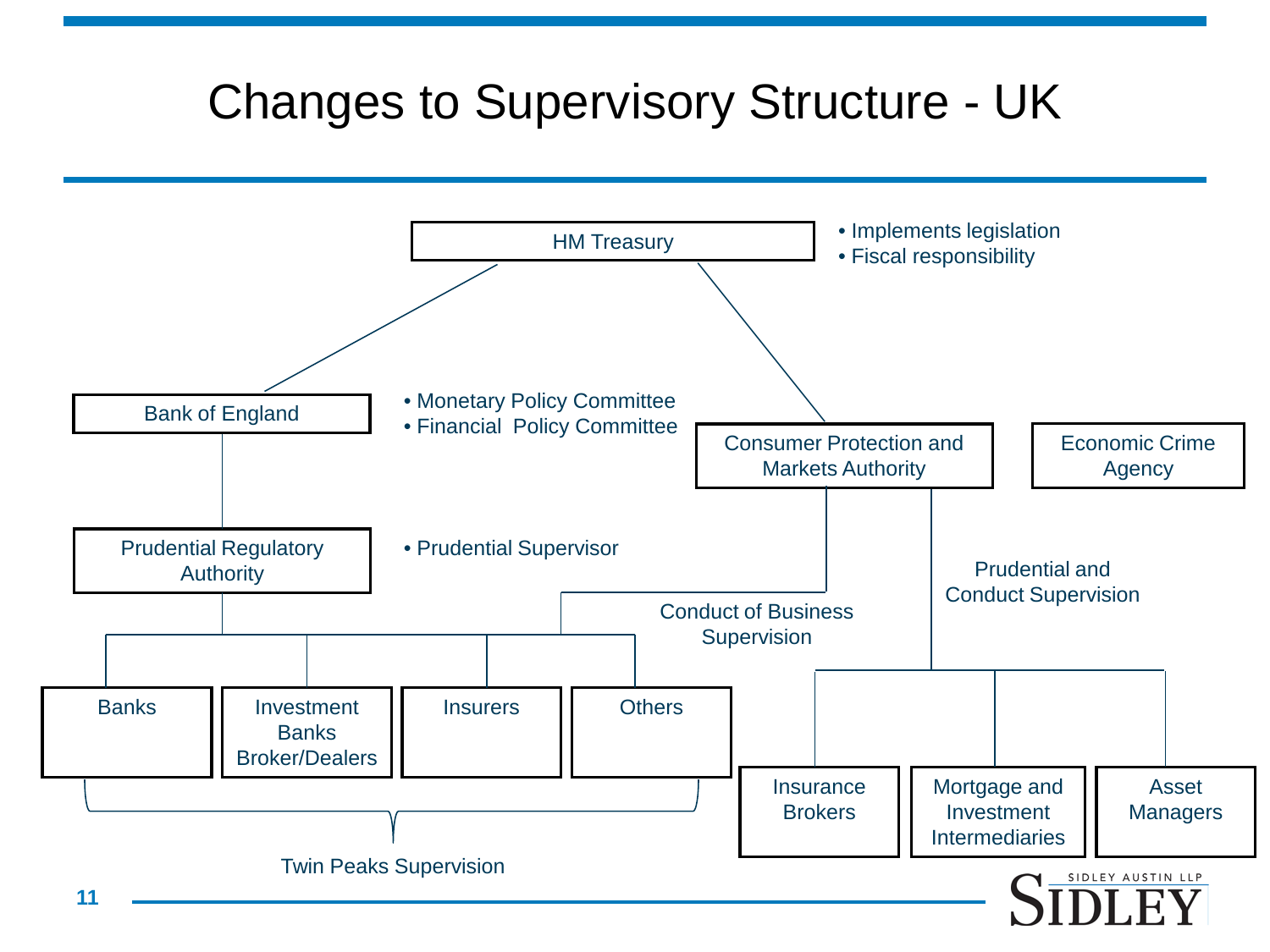# Changes to Supervisory Structure - UK

**HM Treasury**
- Implements legislation
- Fiscal responsibility

**Bank of England**
- Monetary Policy Committee
- Financial Policy Committee

**Prudential Regulatory Authority**
- Prudential Supervisor

Supervised by the Prudential Regulatory Authority (Twin Peaks Supervision): Banks, Investment Banks Broker/Dealers, Insurers, Others

**Consumer Protection and Markets Authority**

Conduct of Business Supervision: Banks, Investment Banks Broker/Dealers, Insurers, Others

Prudential and Conduct Supervision: Insurance Brokers, Mortgage and Investment Intermediaries, Asset Managers

**Economic Crime Agency**

Twin Peaks Supervision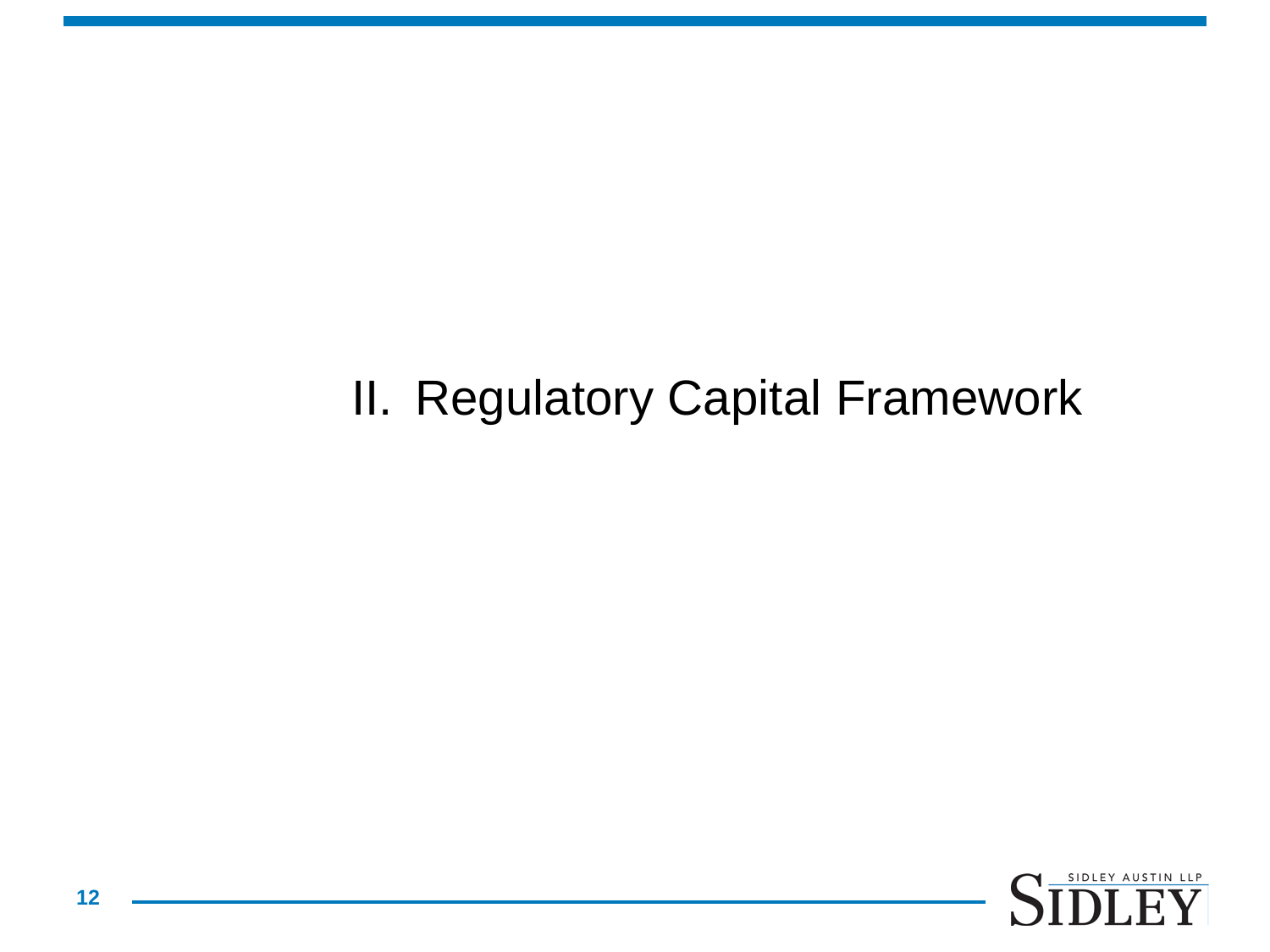# II. Regulatory Capital Framework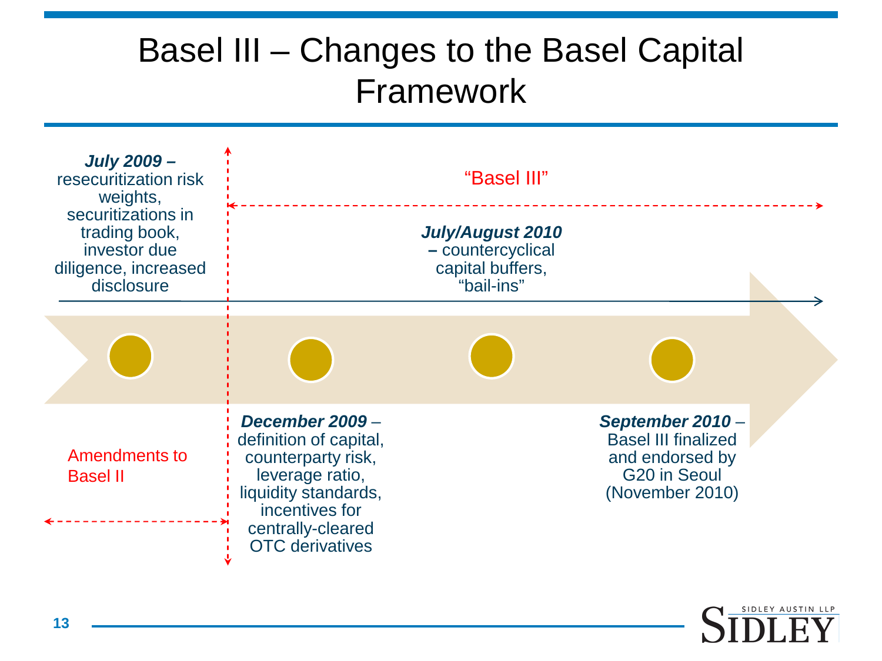# Basel III – Changes to the Basel Capital Framework

**July 2009 –** resecuritization risk weights, securitizations in trading book, investor due diligence, increased disclosure

Amendments to Basel II

"Basel III"

***December 2009*** – definition of capital, counterparty risk, leverage ratio, liquidity standards, incentives for centrally-cleared OTC derivatives

***July/August 2010*** **–** countercyclical capital buffers, "bail-ins"

***September 2010*** – Basel III finalized and endorsed by G20 in Seoul (November 2010)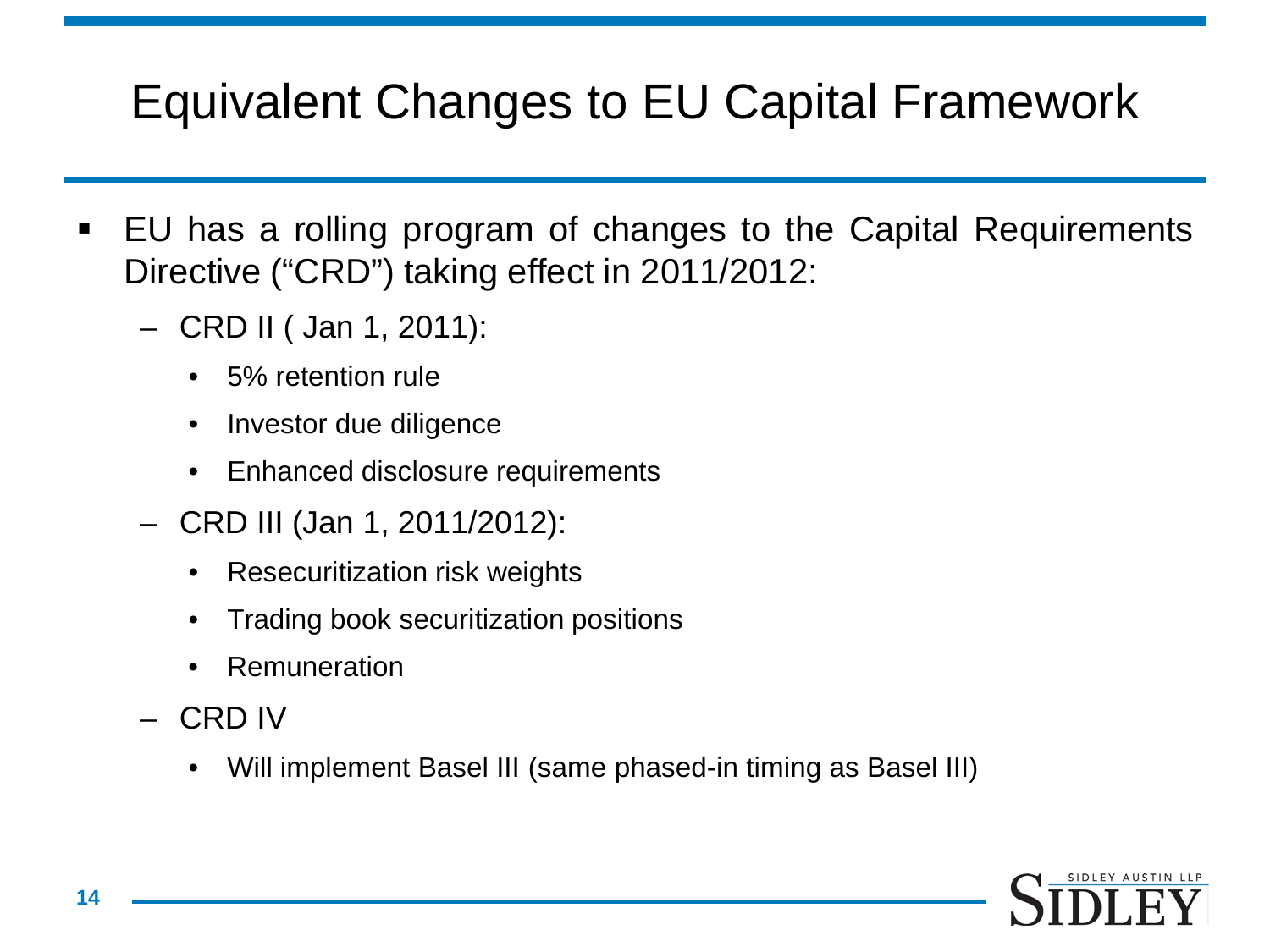# Equivalent Changes to EU Capital Framework

- EU has a rolling program of changes to the Capital Requirements Directive ("CRD") taking effect in 2011/2012:
  - CRD II ( Jan 1, 2011):
    - 5% retention rule
    - Investor due diligence
    - Enhanced disclosure requirements
  - CRD III (Jan 1, 2011/2012):
    - Resecuritization risk weights
    - Trading book securitization positions
    - Remuneration
  - CRD IV
    - Will implement Basel III (same phased-in timing as Basel III)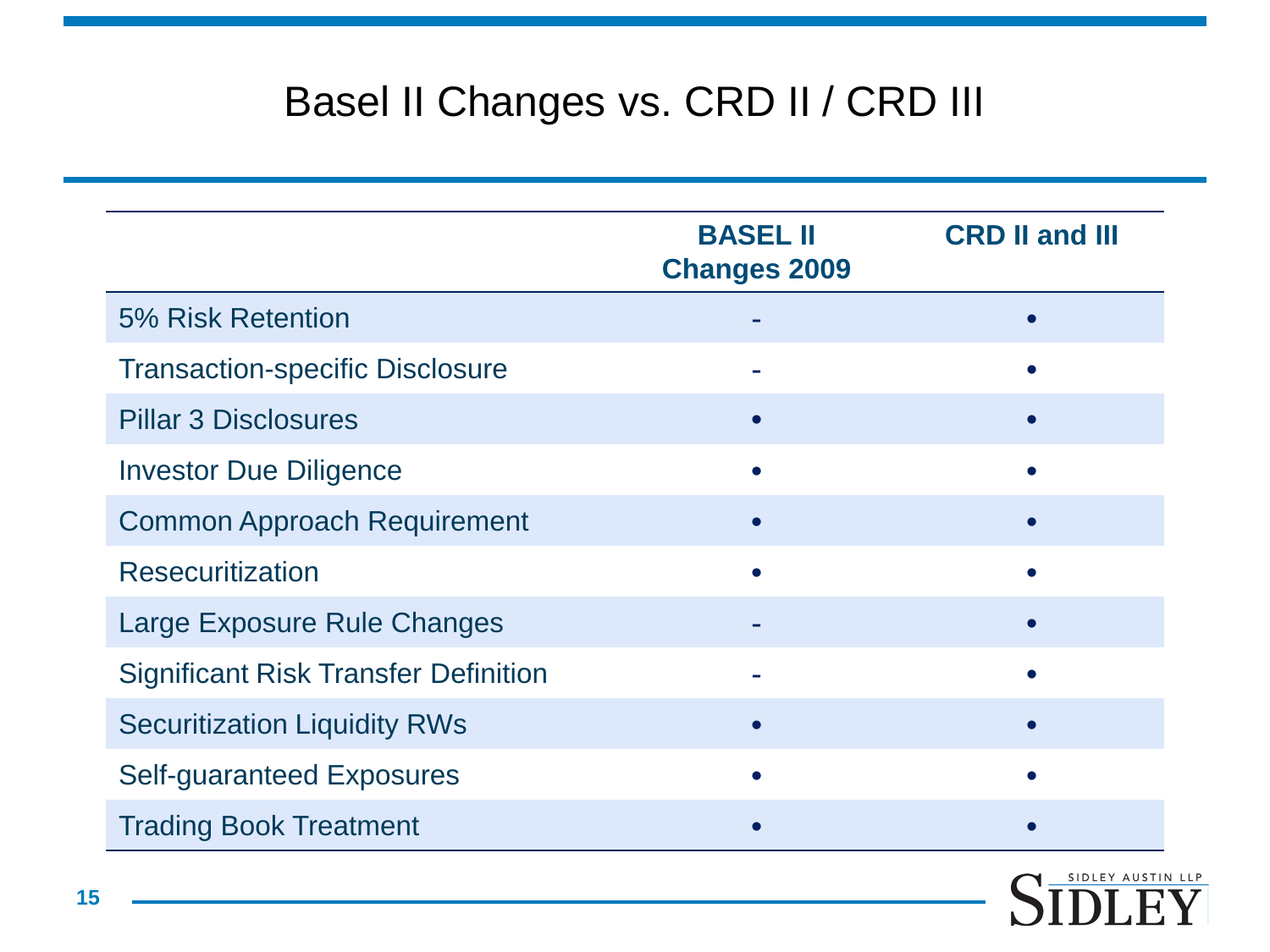# Basel II Changes vs. CRD II / CRD III

| | BASEL II Changes 2009 | CRD II and III |
|---|---|---|
| 5% Risk Retention | - | • |
| Transaction-specific Disclosure | - | • |
| Pillar 3 Disclosures | • | • |
| Investor Due Diligence | • | • |
| Common Approach Requirement | • | • |
| Resecuritization | • | • |
| Large Exposure Rule Changes | - | • |
| Significant Risk Transfer Definition | - | • |
| Securitization Liquidity RWs | • | • |
| Self-guaranteed Exposures | • | • |
| Trading Book Treatment | • | • |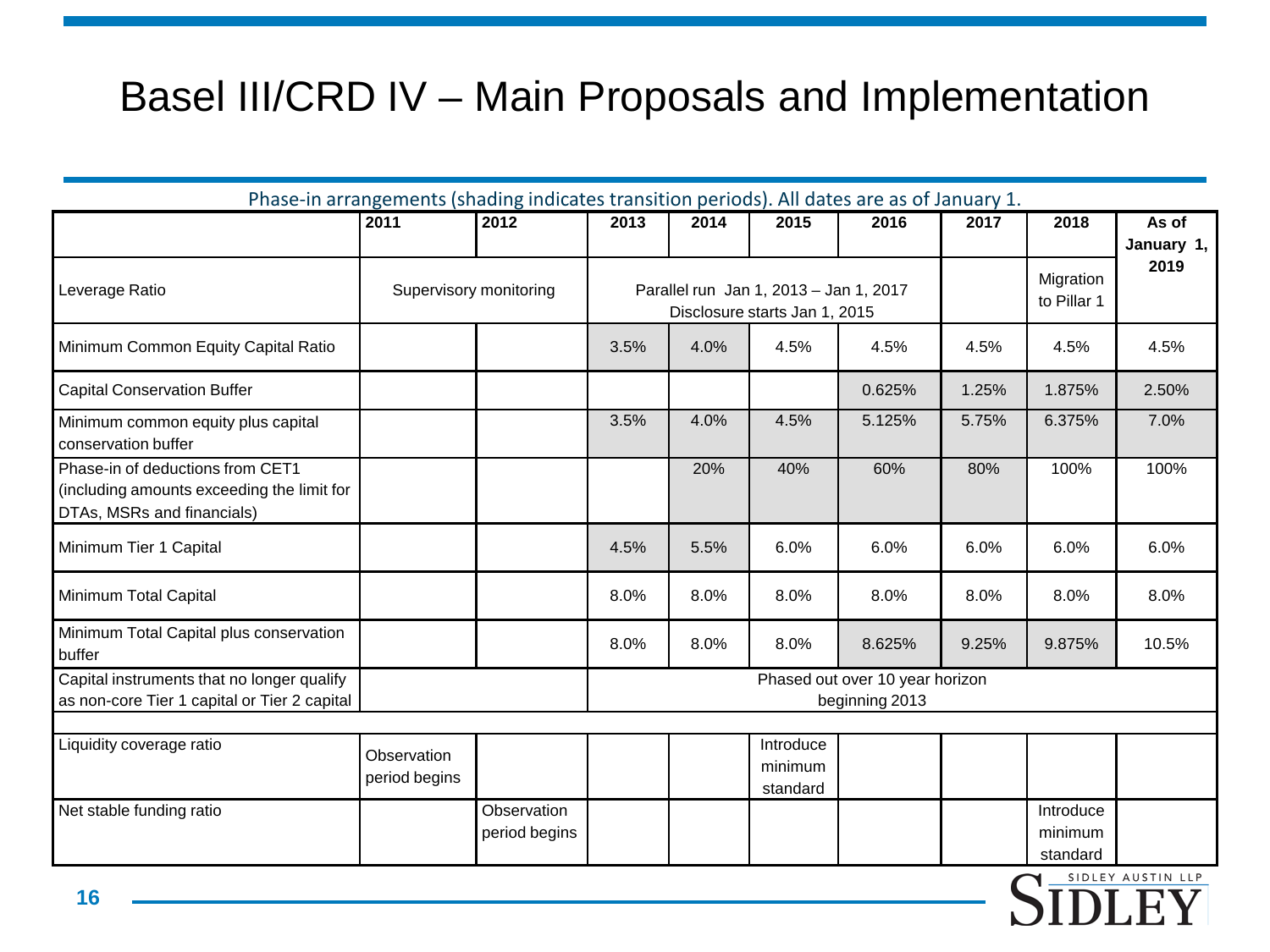# Basel III/CRD IV – Main Proposals and Implementation

Phase-in arrangements (shading indicates transition periods). All dates are as of January 1.

| | 2011 | 2012 | 2013 | 2014 | 2015 | 2016 | 2017 | 2018 | As of January 1, 2019 |
|---|---|---|---|---|---|---|---|---|---|
| Leverage Ratio | Supervisory monitoring | | Parallel run Jan 1, 2013 – Jan 1, 2017 Disclosure starts Jan 1, 2015 | | | | | Migration to Pillar 1 | |
| Minimum Common Equity Capital Ratio | | | 3.5% | 4.0% | 4.5% | 4.5% | 4.5% | 4.5% | 4.5% |
| Capital Conservation Buffer | | | | | | 0.625% | 1.25% | 1.875% | 2.50% |
| Minimum common equity plus capital conservation buffer | | | 3.5% | 4.0% | 4.5% | 5.125% | 5.75% | 6.375% | 7.0% |
| Phase-in of deductions from CET1 (including amounts exceeding the limit for DTAs, MSRs and financials) | | | | 20% | 40% | 60% | 80% | 100% | 100% |
| Minimum Tier 1 Capital | | | 4.5% | 5.5% | 6.0% | 6.0% | 6.0% | 6.0% | 6.0% |
| Minimum Total Capital | | | 8.0% | 8.0% | 8.0% | 8.0% | 8.0% | 8.0% | 8.0% |
| Minimum Total Capital plus conservation buffer | | | 8.0% | 8.0% | 8.0% | 8.625% | 9.25% | 9.875% | 10.5% |
| Capital instruments that no longer qualify as non-core Tier 1 capital or Tier 2 capital | | | Phased out over 10 year horizon beginning 2013 | | | | | | |
| | | | | | | | | | |
| Liquidity coverage ratio | Observation period begins | | | | Introduce minimum standard | | | | |
| Net stable funding ratio | | Observation period begins | | | | | | Introduce minimum standard | |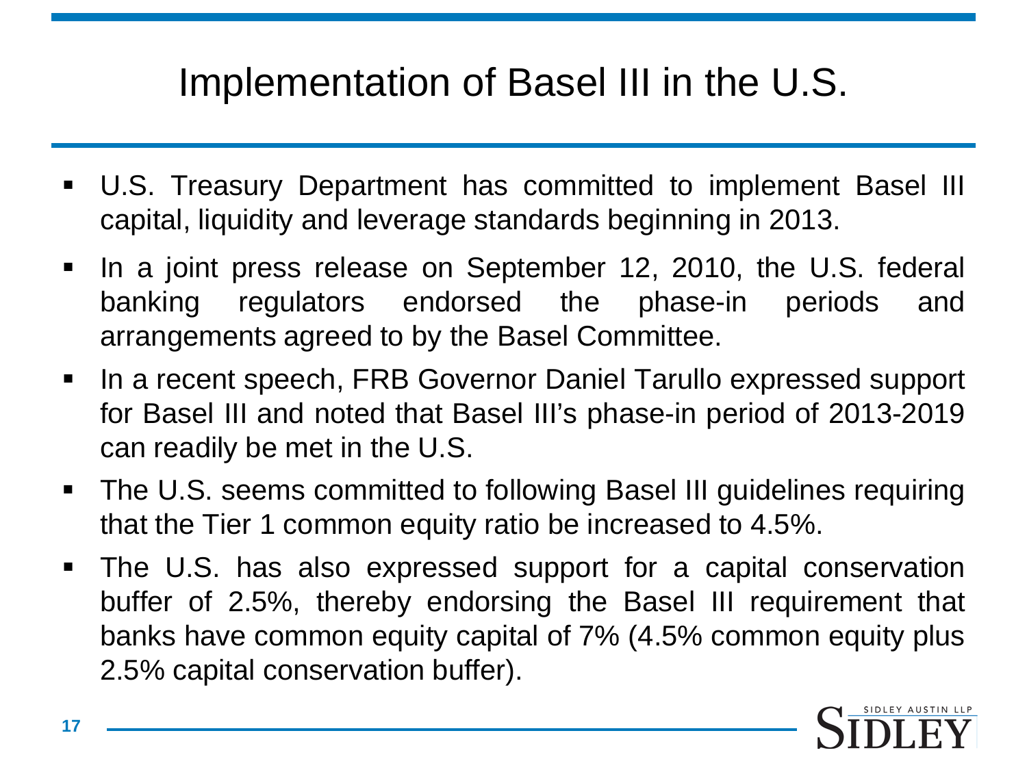# Implementation of Basel III in the U.S.

- U.S. Treasury Department has committed to implement Basel III capital, liquidity and leverage standards beginning in 2013.
- In a joint press release on September 12, 2010, the U.S. federal banking regulators endorsed the phase-in periods and arrangements agreed to by the Basel Committee.
- In a recent speech, FRB Governor Daniel Tarullo expressed support for Basel III and noted that Basel III's phase-in period of 2013-2019 can readily be met in the U.S.
- The U.S. seems committed to following Basel III guidelines requiring that the Tier 1 common equity ratio be increased to 4.5%.
- The U.S. has also expressed support for a capital conservation buffer of 2.5%, thereby endorsing the Basel III requirement that banks have common equity capital of 7% (4.5% common equity plus 2.5% capital conservation buffer).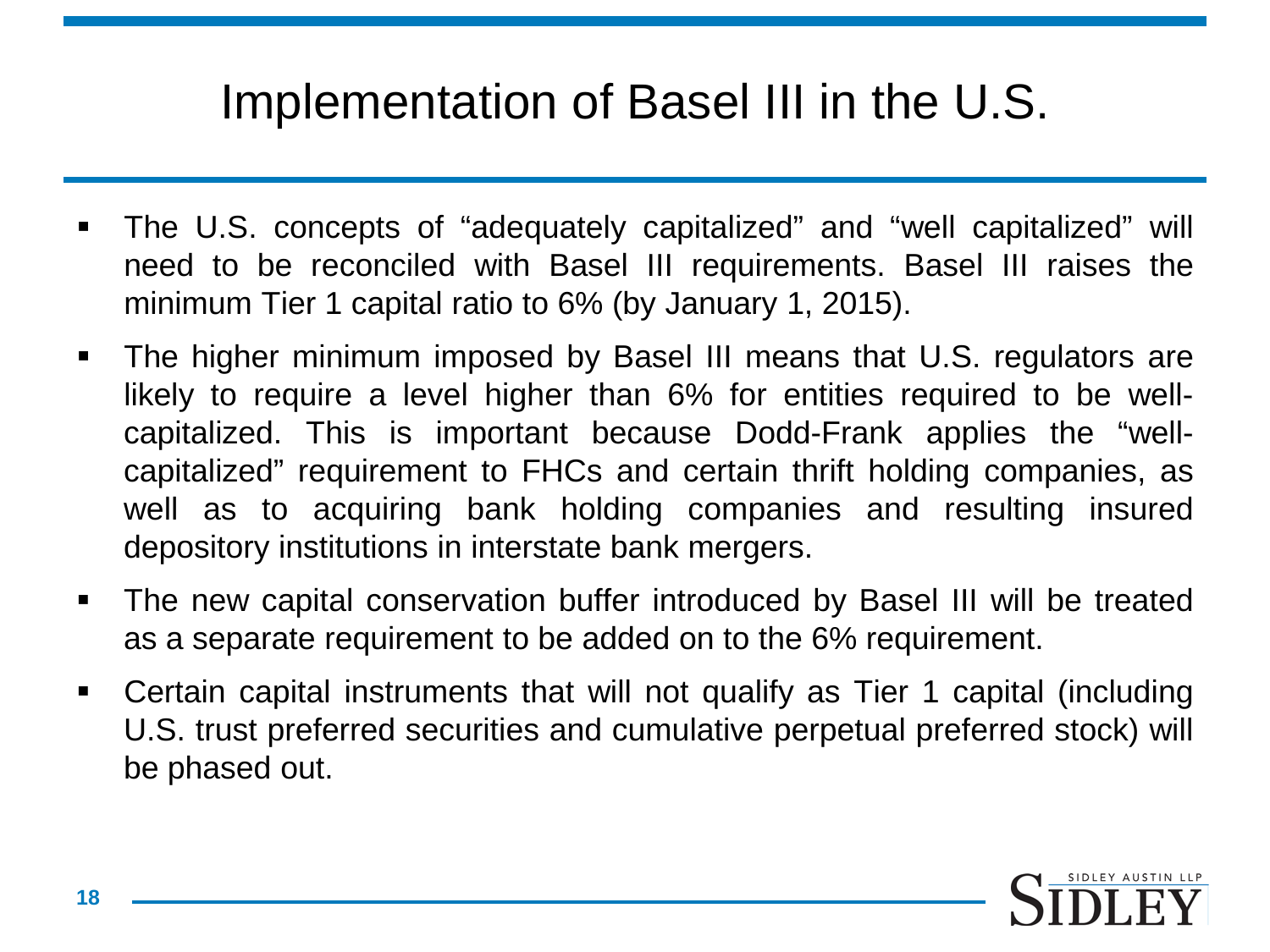# Implementation of Basel III in the U.S.

- The U.S. concepts of "adequately capitalized" and "well capitalized" will need to be reconciled with Basel III requirements. Basel III raises the minimum Tier 1 capital ratio to 6% (by January 1, 2015).
- The higher minimum imposed by Basel III means that U.S. regulators are likely to require a level higher than 6% for entities required to be well-capitalized. This is important because Dodd-Frank applies the "well-capitalized" requirement to FHCs and certain thrift holding companies, as well as to acquiring bank holding companies and resulting insured depository institutions in interstate bank mergers.
- The new capital conservation buffer introduced by Basel III will be treated as a separate requirement to be added on to the 6% requirement.
- Certain capital instruments that will not qualify as Tier 1 capital (including U.S. trust preferred securities and cumulative perpetual preferred stock) will be phased out.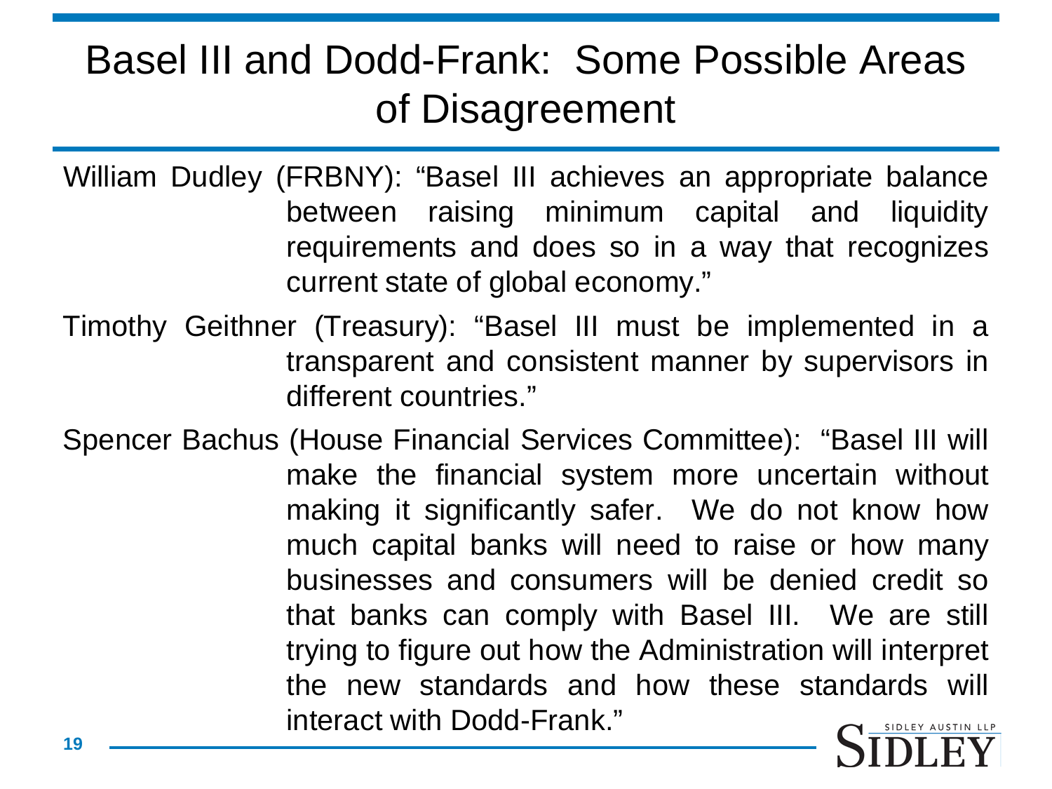# Basel III and Dodd-Frank: Some Possible Areas of Disagreement

William Dudley (FRBNY): "Basel III achieves an appropriate balance between raising minimum capital and liquidity requirements and does so in a way that recognizes current state of global economy."

Timothy Geithner (Treasury): "Basel III must be implemented in a transparent and consistent manner by supervisors in different countries."

Spencer Bachus (House Financial Services Committee): "Basel III will make the financial system more uncertain without making it significantly safer. We do not know how much capital banks will need to raise or how many businesses and consumers will be denied credit so that banks can comply with Basel III. We are still trying to figure out how the Administration will interpret the new standards and how these standards will interact with Dodd-Frank."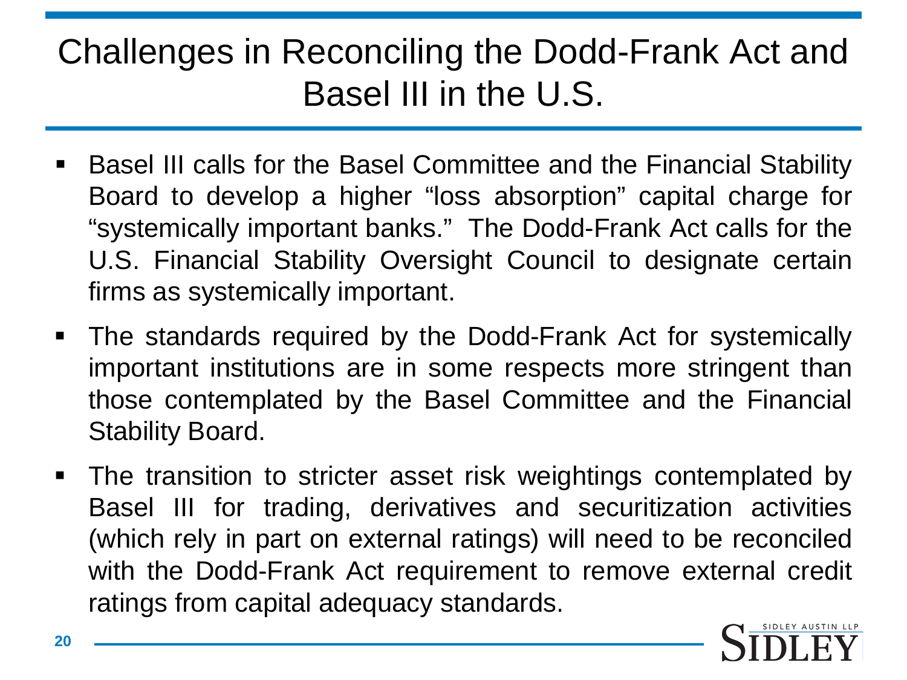# Challenges in Reconciling the Dodd-Frank Act and Basel III in the U.S.

- Basel III calls for the Basel Committee and the Financial Stability Board to develop a higher “loss absorption” capital charge for “systemically important banks.” The Dodd-Frank Act calls for the U.S. Financial Stability Oversight Council to designate certain firms as systemically important.
- The standards required by the Dodd-Frank Act for systemically important institutions are in some respects more stringent than those contemplated by the Basel Committee and the Financial Stability Board.
- The transition to stricter asset risk weightings contemplated by Basel III for trading, derivatives and securitization activities (which rely in part on external ratings) will need to be reconciled with the Dodd-Frank Act requirement to remove external credit ratings from capital adequacy standards.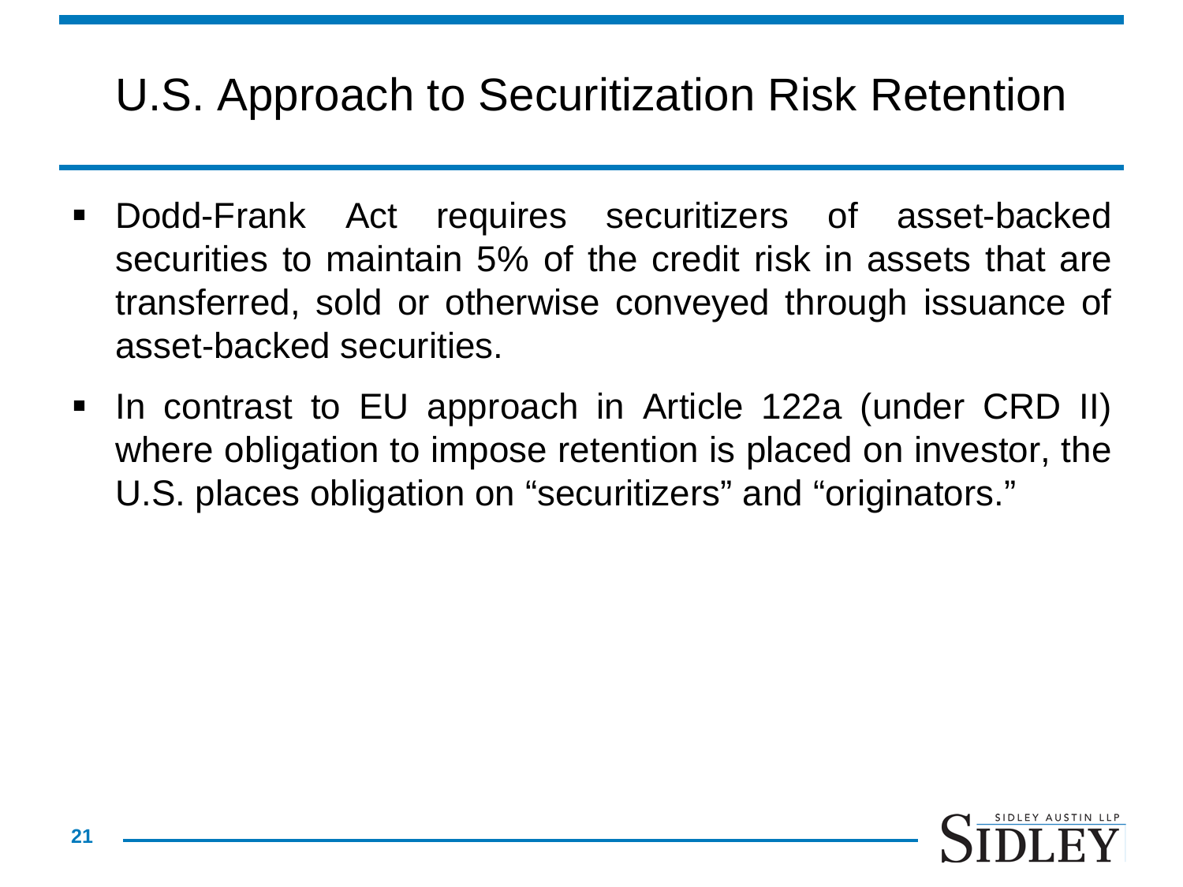# U.S. Approach to Securitization Risk Retention

- Dodd-Frank Act requires securitizers of asset-backed securities to maintain 5% of the credit risk in assets that are transferred, sold or otherwise conveyed through issuance of asset-backed securities.
- In contrast to EU approach in Article 122a (under CRD II) where obligation to impose retention is placed on investor, the U.S. places obligation on "securitizers" and "originators."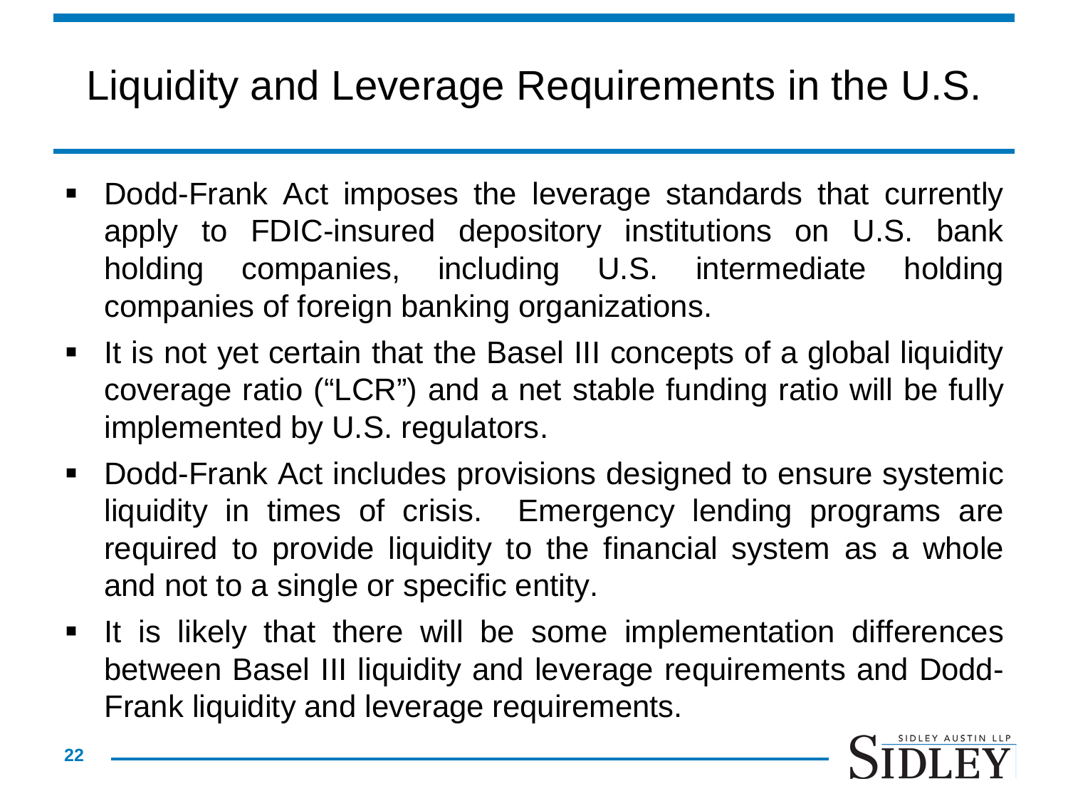# Liquidity and Leverage Requirements in the U.S.

- Dodd-Frank Act imposes the leverage standards that currently apply to FDIC-insured depository institutions on U.S. bank holding companies, including U.S. intermediate holding companies of foreign banking organizations.
- It is not yet certain that the Basel III concepts of a global liquidity coverage ratio ("LCR") and a net stable funding ratio will be fully implemented by U.S. regulators.
- Dodd-Frank Act includes provisions designed to ensure systemic liquidity in times of crisis. Emergency lending programs are required to provide liquidity to the financial system as a whole and not to a single or specific entity.
- It is likely that there will be some implementation differences between Basel III liquidity and leverage requirements and Dodd-Frank liquidity and leverage requirements.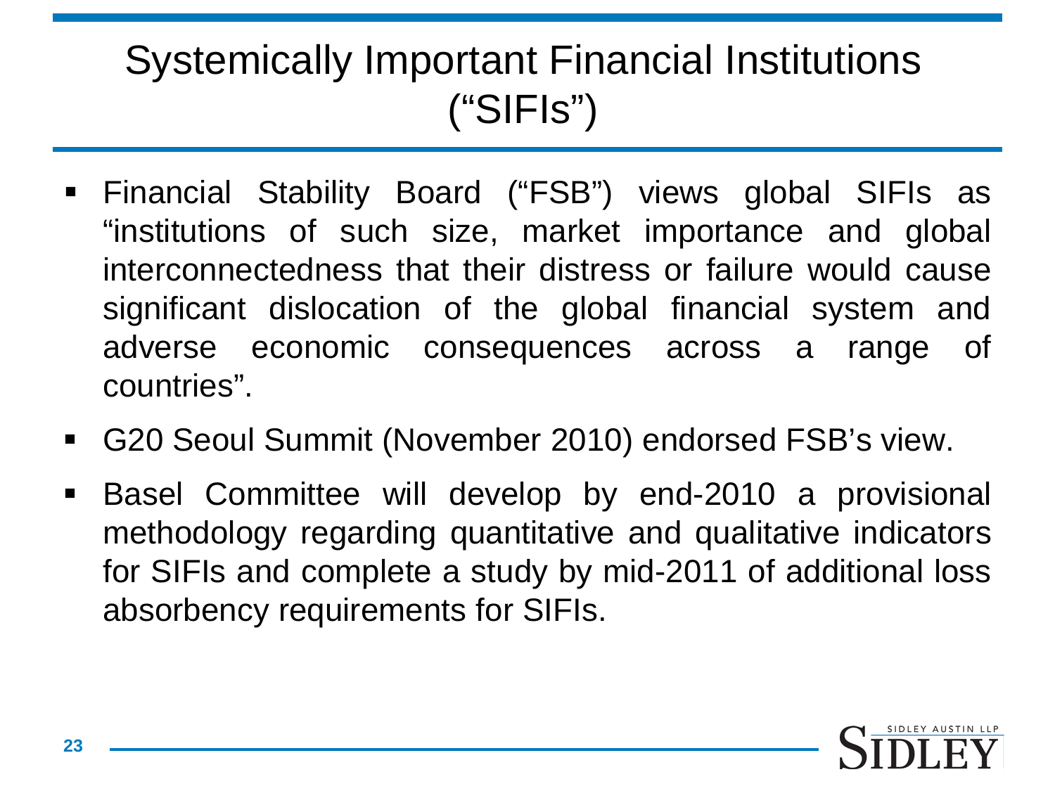# Systemically Important Financial Institutions ("SIFIs")

- Financial Stability Board ("FSB") views global SIFIs as "institutions of such size, market importance and global interconnectedness that their distress or failure would cause significant dislocation of the global financial system and adverse economic consequences across a range of countries".
- G20 Seoul Summit (November 2010) endorsed FSB's view.
- Basel Committee will develop by end-2010 a provisional methodology regarding quantitative and qualitative indicators for SIFIs and complete a study by mid-2011 of additional loss absorbency requirements for SIFIs.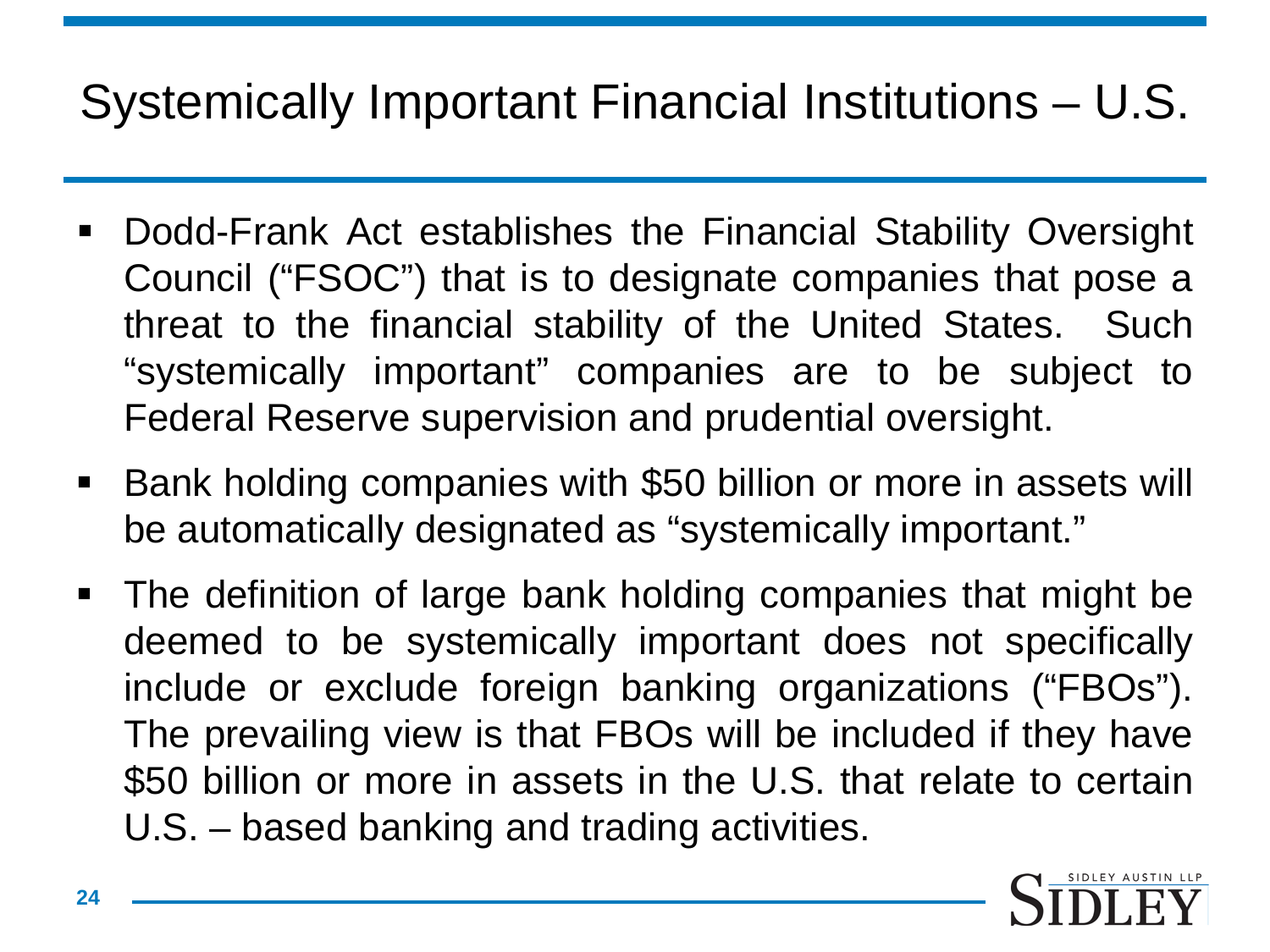# Systemically Important Financial Institutions – U.S.

- Dodd-Frank Act establishes the Financial Stability Oversight Council ("FSOC") that is to designate companies that pose a threat to the financial stability of the United States. Such "systemically important" companies are to be subject to Federal Reserve supervision and prudential oversight.
- Bank holding companies with $50 billion or more in assets will be automatically designated as "systemically important."
- The definition of large bank holding companies that might be deemed to be systemically important does not specifically include or exclude foreign banking organizations ("FBOs"). The prevailing view is that FBOs will be included if they have $50 billion or more in assets in the U.S. that relate to certain U.S. – based banking and trading activities.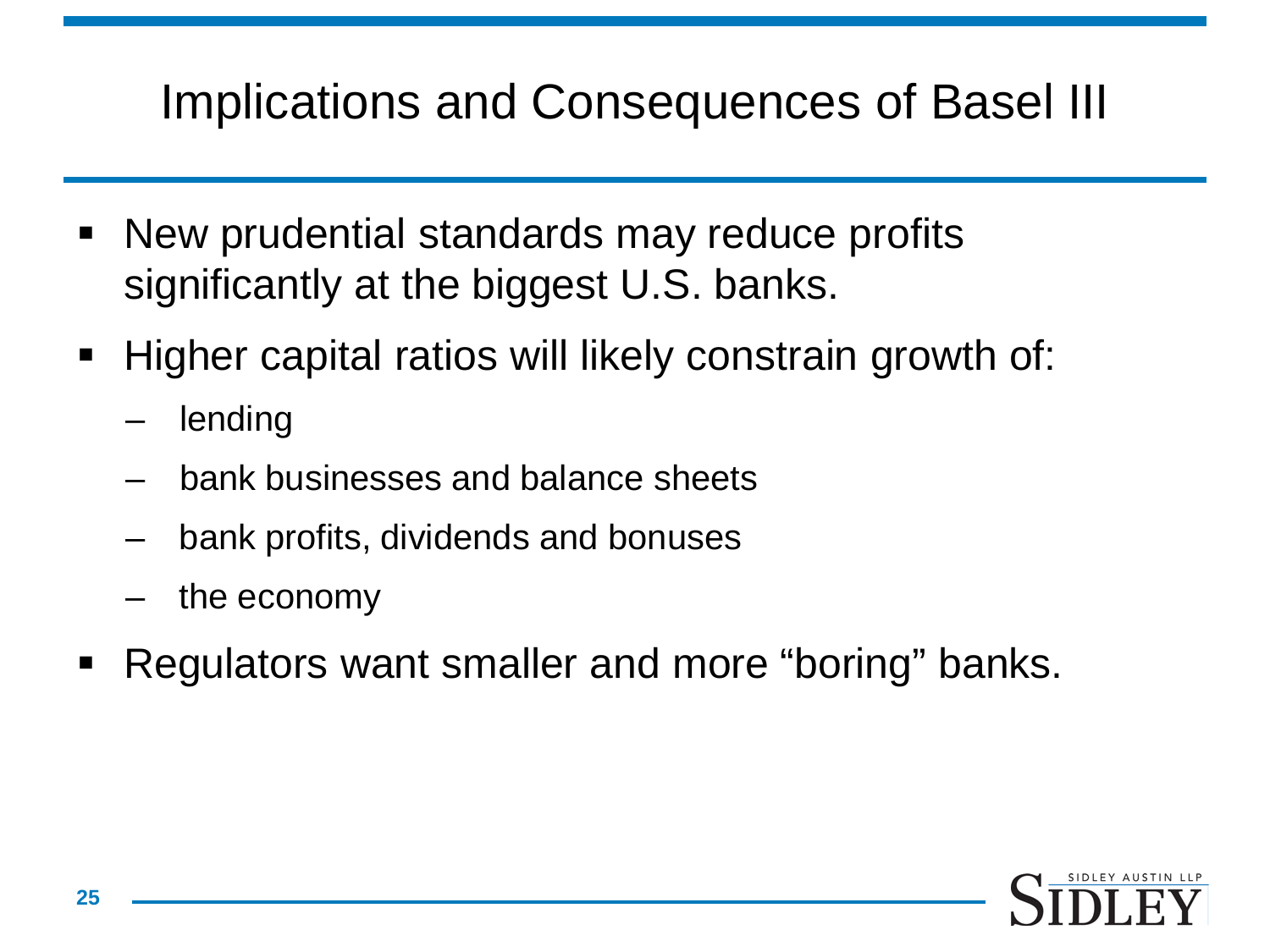# Implications and Consequences of Basel III

- New prudential standards may reduce profits significantly at the biggest U.S. banks.
- Higher capital ratios will likely constrain growth of:
  - lending
  - bank businesses and balance sheets
  - bank profits, dividends and bonuses
  - the economy
- Regulators want smaller and more "boring" banks.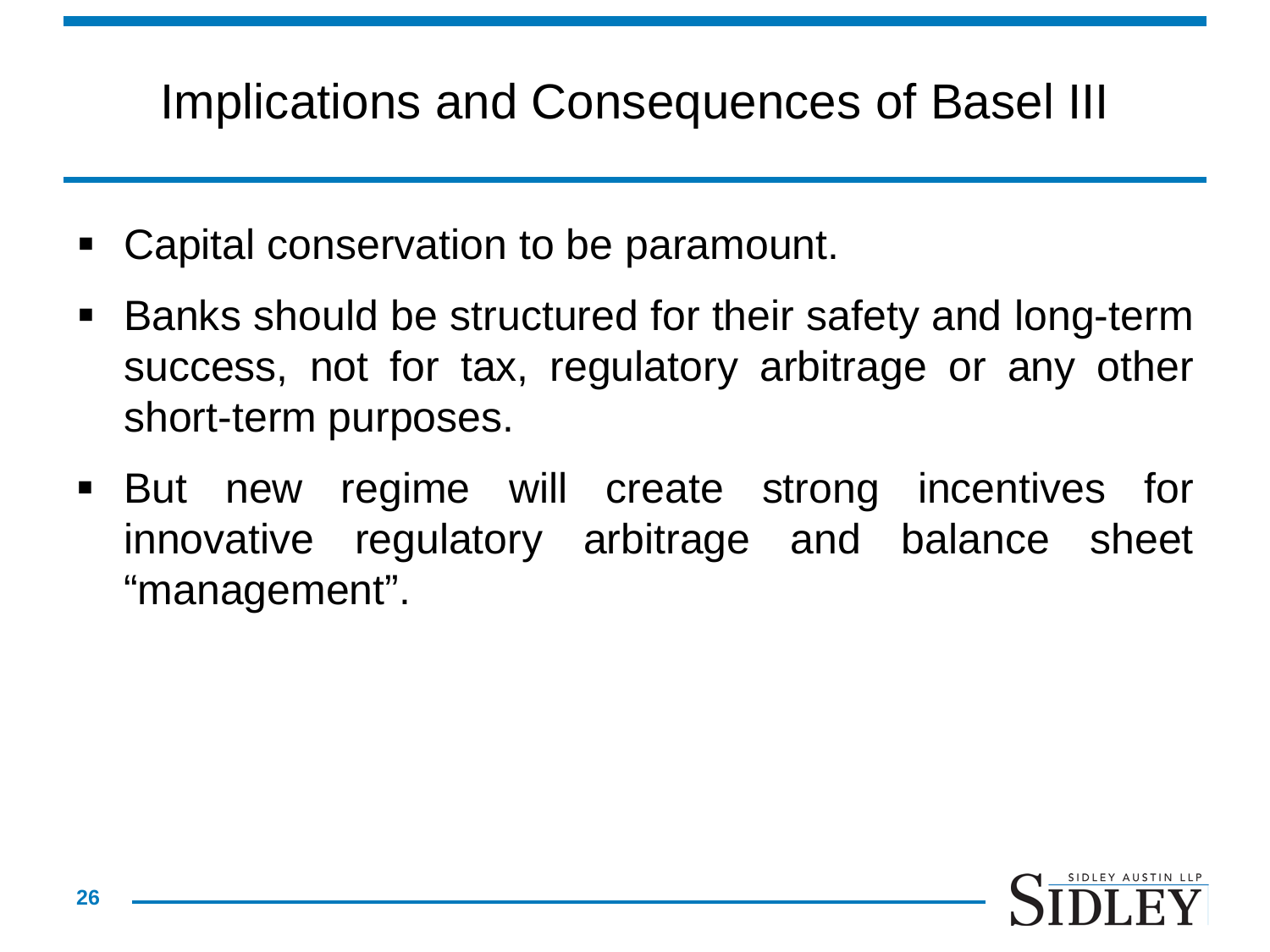# Implications and Consequences of Basel III

- Capital conservation to be paramount.
- Banks should be structured for their safety and long-term success, not for tax, regulatory arbitrage or any other short-term purposes.
- But new regime will create strong incentives for innovative regulatory arbitrage and balance sheet "management".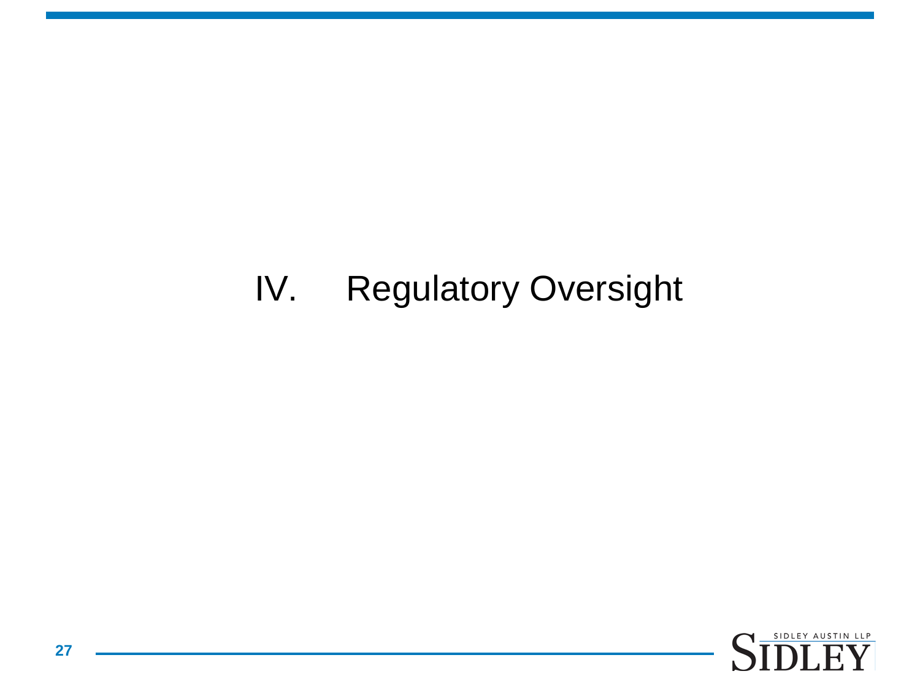# IV. Regulatory Oversight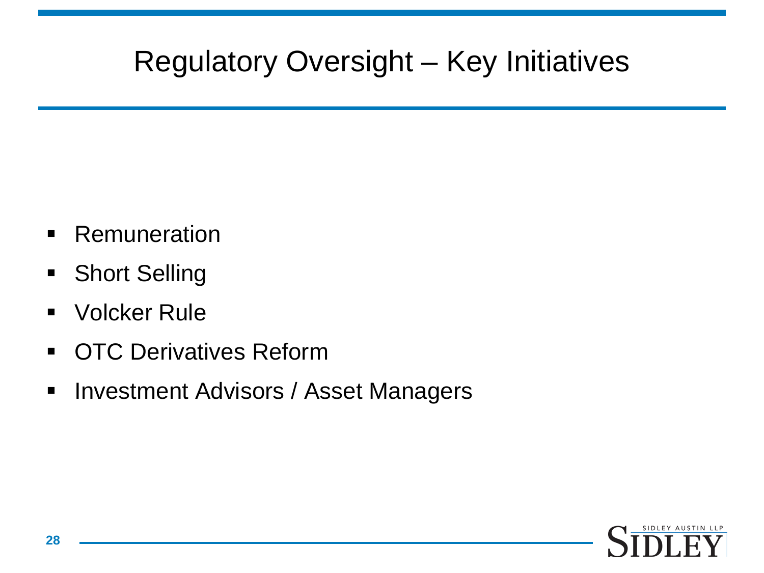# Regulatory Oversight – Key Initiatives

- Remuneration
- Short Selling
- Volcker Rule
- OTC Derivatives Reform
- Investment Advisors / Asset Managers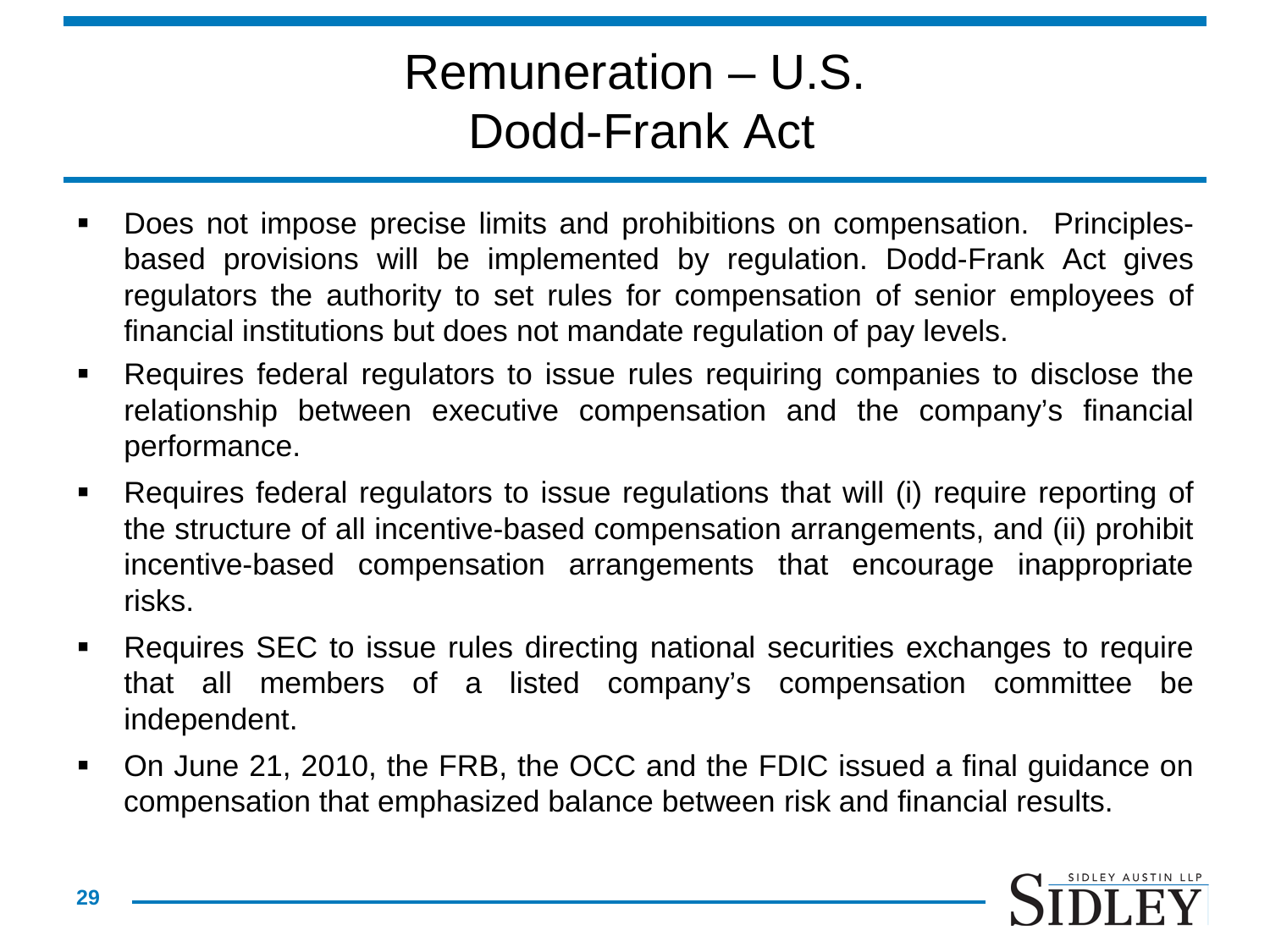# Remuneration – U.S. Dodd-Frank Act

- Does not impose precise limits and prohibitions on compensation. Principles-based provisions will be implemented by regulation. Dodd-Frank Act gives regulators the authority to set rules for compensation of senior employees of financial institutions but does not mandate regulation of pay levels.
- Requires federal regulators to issue rules requiring companies to disclose the relationship between executive compensation and the company's financial performance.
- Requires federal regulators to issue regulations that will (i) require reporting of the structure of all incentive-based compensation arrangements, and (ii) prohibit incentive-based compensation arrangements that encourage inappropriate risks.
- Requires SEC to issue rules directing national securities exchanges to require that all members of a listed company's compensation committee be independent.
- On June 21, 2010, the FRB, the OCC and the FDIC issued a final guidance on compensation that emphasized balance between risk and financial results.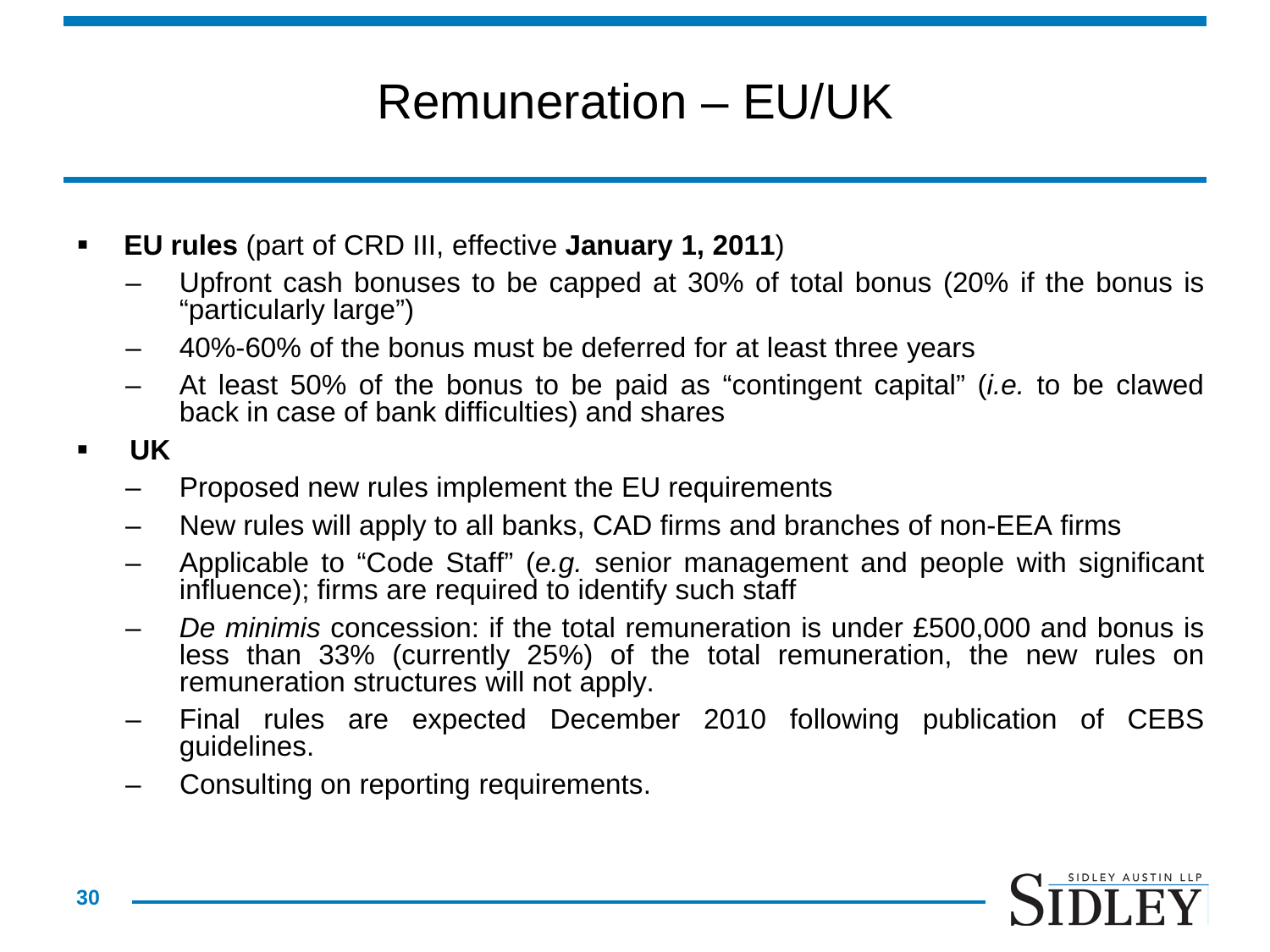# Remuneration – EU/UK

- **EU rules** (part of CRD III, effective **January 1, 2011**)
  - Upfront cash bonuses to be capped at 30% of total bonus (20% if the bonus is "particularly large")
  - 40%-60% of the bonus must be deferred for at least three years
  - At least 50% of the bonus to be paid as "contingent capital" (*i.e.* to be clawed back in case of bank difficulties) and shares
- **UK**
  - Proposed new rules implement the EU requirements
  - New rules will apply to all banks, CAD firms and branches of non-EEA firms
  - Applicable to "Code Staff" (*e.g.* senior management and people with significant influence); firms are required to identify such staff
  - *De minimis* concession: if the total remuneration is under £500,000 and bonus is less than 33% (currently 25%) of the total remuneration, the new rules on remuneration structures will not apply.
  - Final rules are expected December 2010 following publication of CEBS guidelines.
  - Consulting on reporting requirements.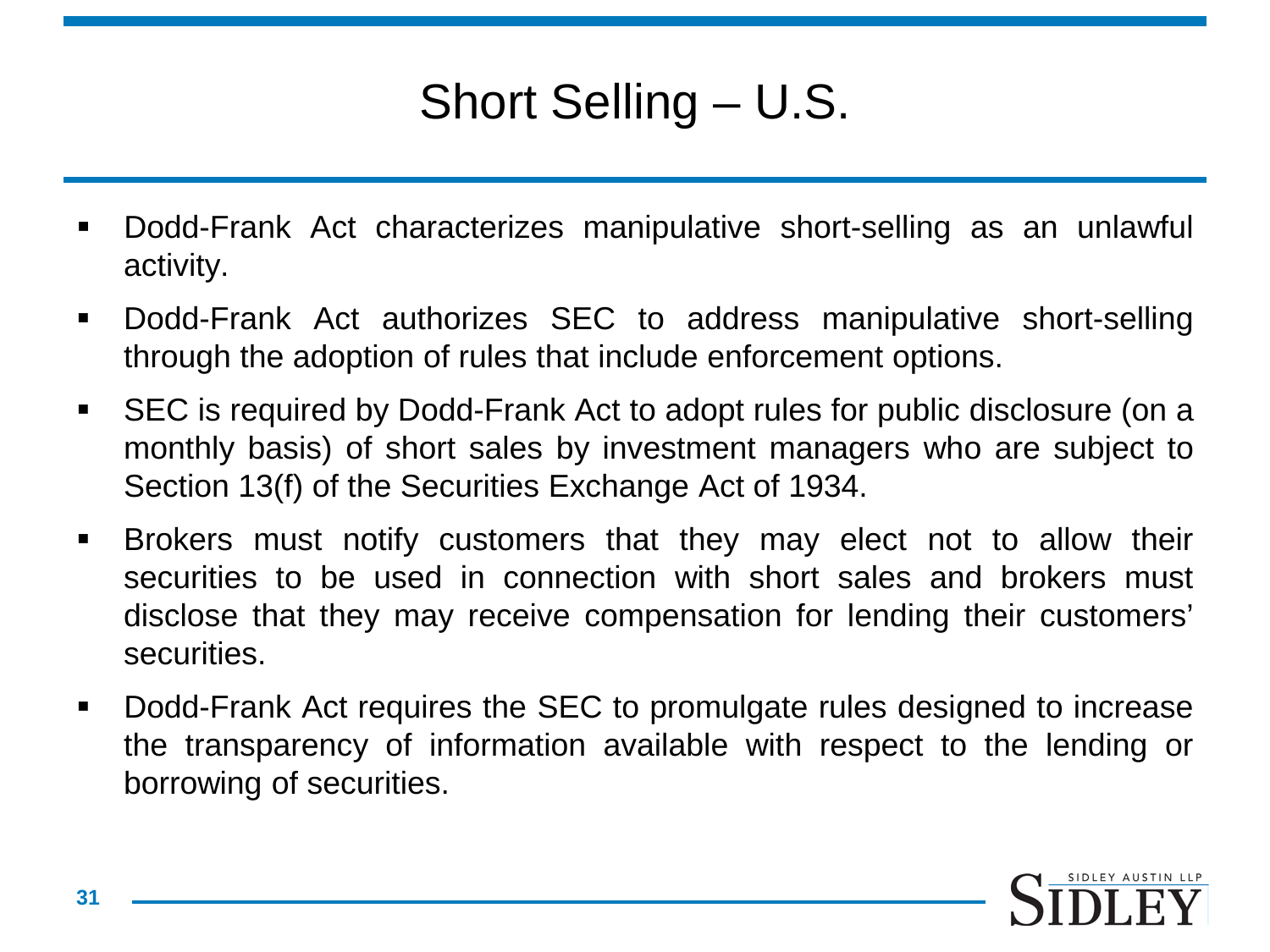# Short Selling – U.S.

- Dodd-Frank Act characterizes manipulative short-selling as an unlawful activity.
- Dodd-Frank Act authorizes SEC to address manipulative short-selling through the adoption of rules that include enforcement options.
- SEC is required by Dodd-Frank Act to adopt rules for public disclosure (on a monthly basis) of short sales by investment managers who are subject to Section 13(f) of the Securities Exchange Act of 1934.
- Brokers must notify customers that they may elect not to allow their securities to be used in connection with short sales and brokers must disclose that they may receive compensation for lending their customers' securities.
- Dodd-Frank Act requires the SEC to promulgate rules designed to increase the transparency of information available with respect to the lending or borrowing of securities.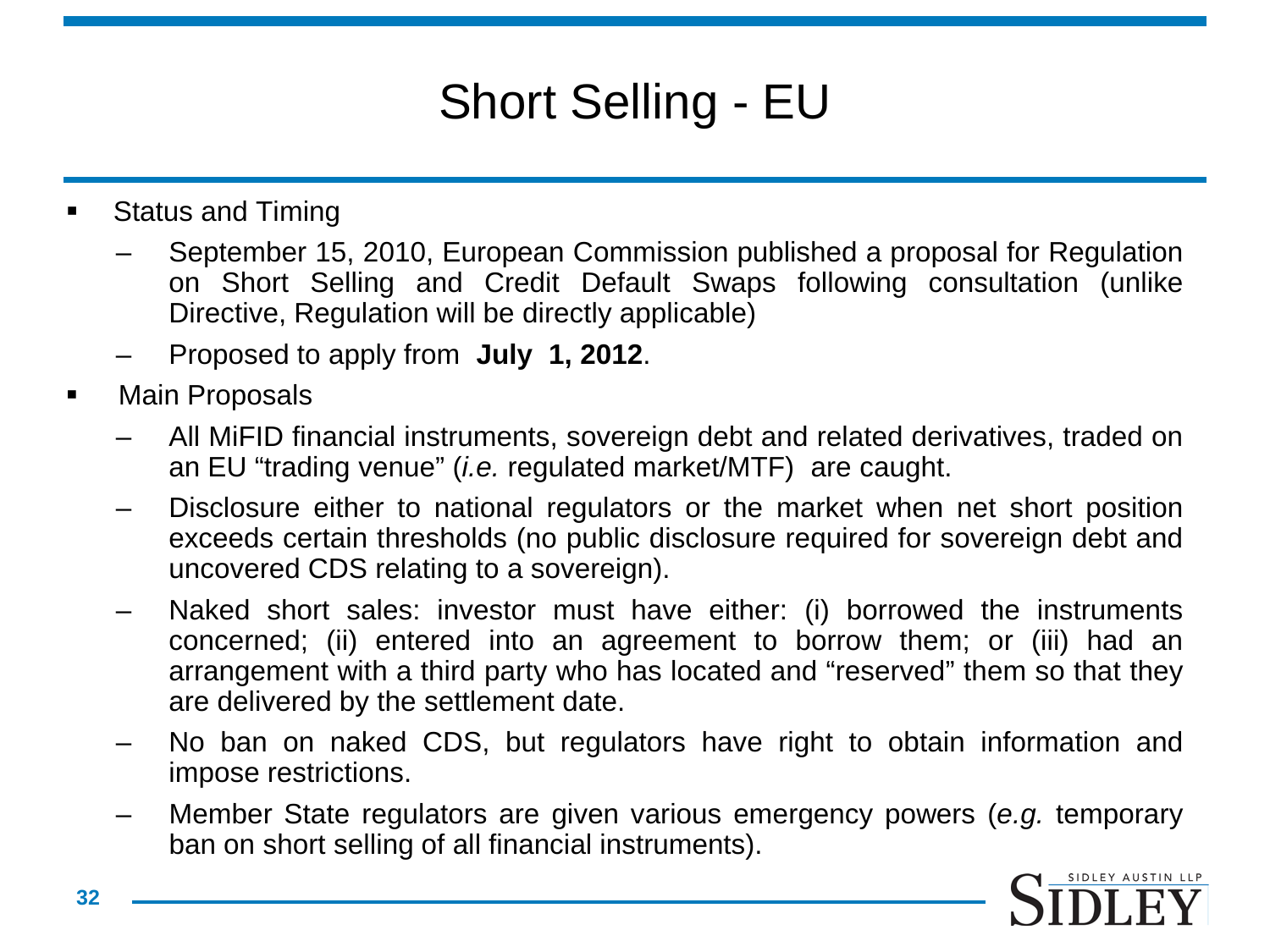# Short Selling - EU

- Status and Timing
  - September 15, 2010, European Commission published a proposal for Regulation on Short Selling and Credit Default Swaps following consultation (unlike Directive, Regulation will be directly applicable)
  - Proposed to apply from **July 1, 2012**.
- Main Proposals
  - All MiFID financial instruments, sovereign debt and related derivatives, traded on an EU "trading venue" (*i.e.* regulated market/MTF) are caught.
  - Disclosure either to national regulators or the market when net short position exceeds certain thresholds (no public disclosure required for sovereign debt and uncovered CDS relating to a sovereign).
  - Naked short sales: investor must have either: (i) borrowed the instruments concerned; (ii) entered into an agreement to borrow them; or (iii) had an arrangement with a third party who has located and "reserved" them so that they are delivered by the settlement date.
  - No ban on naked CDS, but regulators have right to obtain information and impose restrictions.
  - Member State regulators are given various emergency powers (*e.g.* temporary ban on short selling of all financial instruments).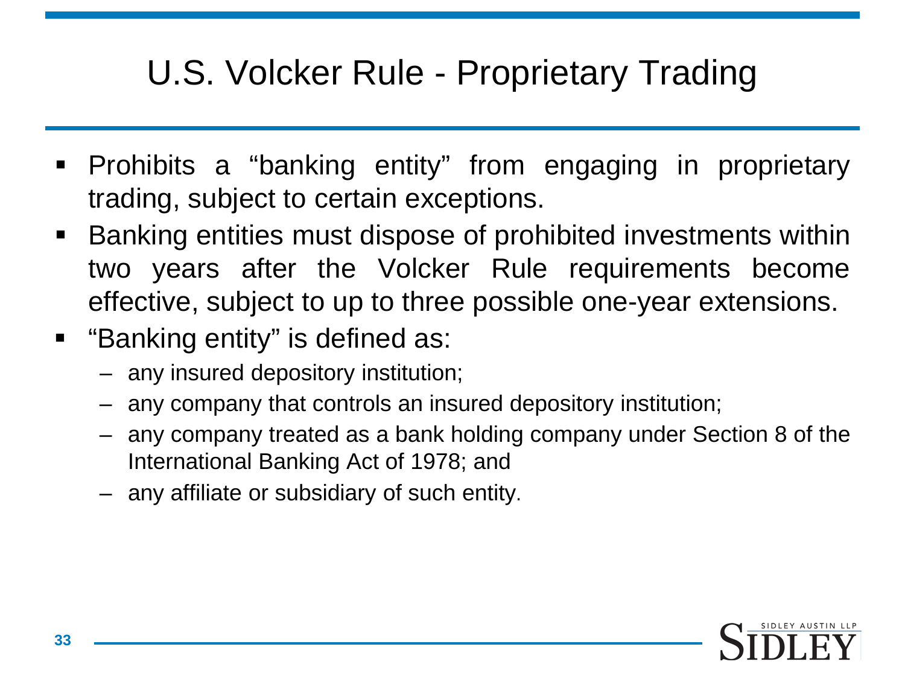# U.S. Volcker Rule - Proprietary Trading

- Prohibits a "banking entity" from engaging in proprietary trading, subject to certain exceptions.
- Banking entities must dispose of prohibited investments within two years after the Volcker Rule requirements become effective, subject to up to three possible one-year extensions.
- "Banking entity" is defined as:
  - any insured depository institution;
  - any company that controls an insured depository institution;
  - any company treated as a bank holding company under Section 8 of the International Banking Act of 1978; and
  - any affiliate or subsidiary of such entity.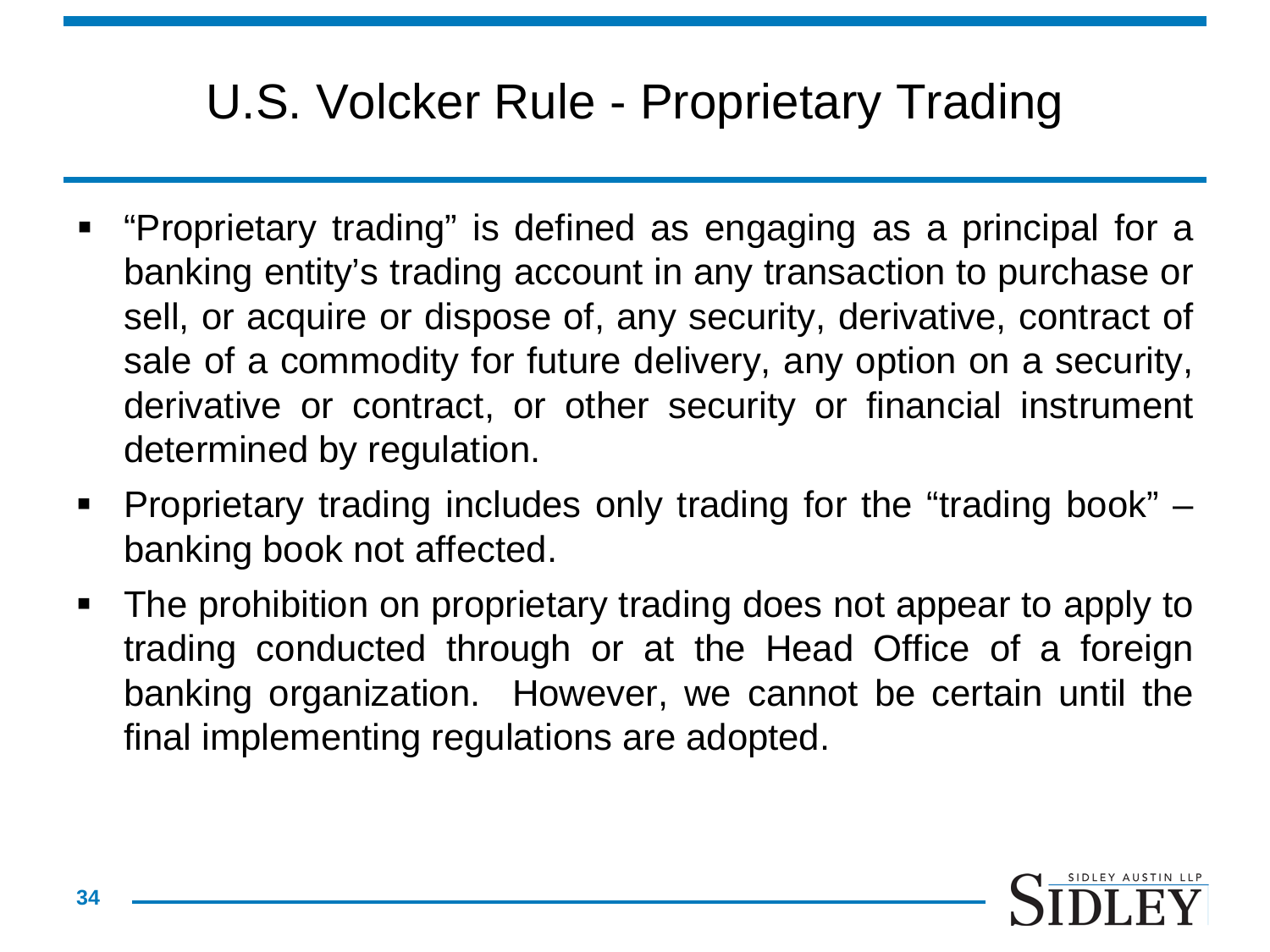# U.S. Volcker Rule - Proprietary Trading

- "Proprietary trading" is defined as engaging as a principal for a banking entity's trading account in any transaction to purchase or sell, or acquire or dispose of, any security, derivative, contract of sale of a commodity for future delivery, any option on a security, derivative or contract, or other security or financial instrument determined by regulation.
- Proprietary trading includes only trading for the "trading book" – banking book not affected.
- The prohibition on proprietary trading does not appear to apply to trading conducted through or at the Head Office of a foreign banking organization. However, we cannot be certain until the final implementing regulations are adopted.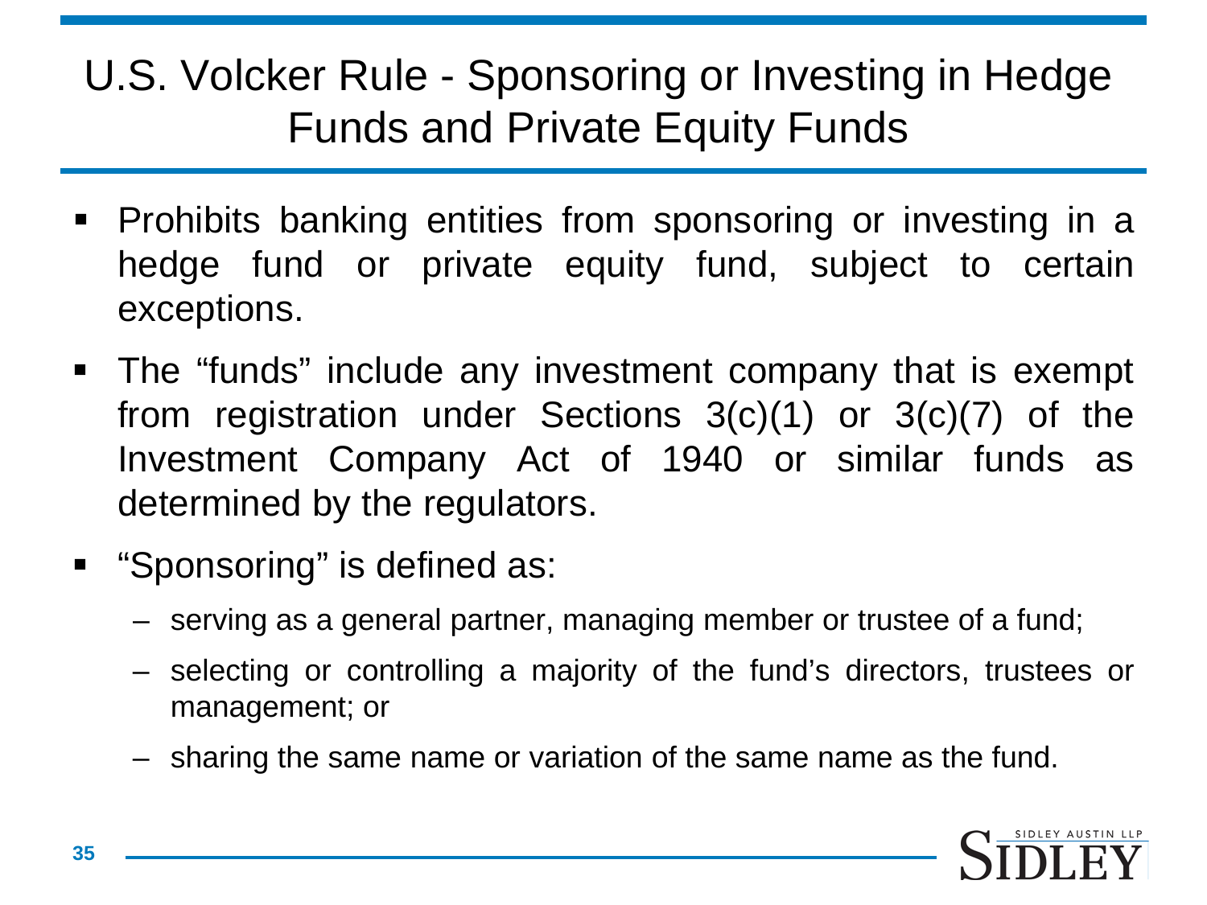# U.S. Volcker Rule - Sponsoring or Investing in Hedge Funds and Private Equity Funds

- Prohibits banking entities from sponsoring or investing in a hedge fund or private equity fund, subject to certain exceptions.
- The "funds" include any investment company that is exempt from registration under Sections 3(c)(1) or 3(c)(7) of the Investment Company Act of 1940 or similar funds as determined by the regulators.
- "Sponsoring" is defined as:
  - serving as a general partner, managing member or trustee of a fund;
  - selecting or controlling a majority of the fund's directors, trustees or management; or
  - sharing the same name or variation of the same name as the fund.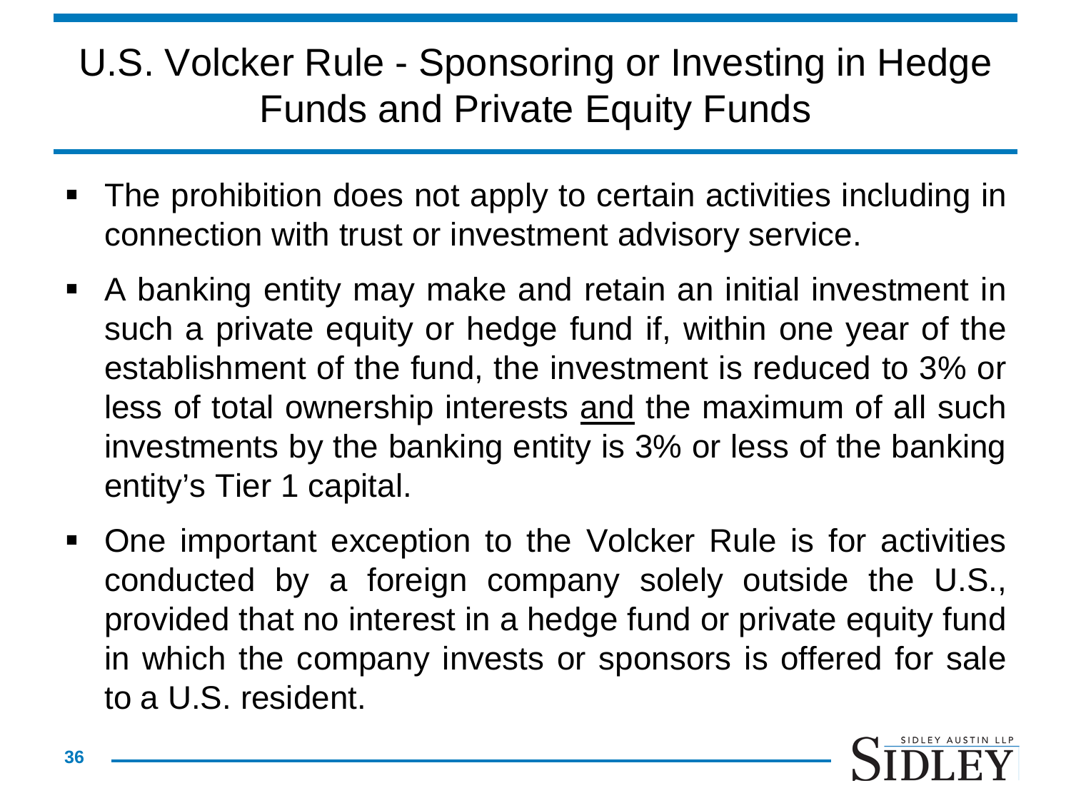# U.S. Volcker Rule - Sponsoring or Investing in Hedge Funds and Private Equity Funds

- The prohibition does not apply to certain activities including in connection with trust or investment advisory service.
- A banking entity may make and retain an initial investment in such a private equity or hedge fund if, within one year of the establishment of the fund, the investment is reduced to 3% or less of total ownership interests <u>and</u> the maximum of all such investments by the banking entity is 3% or less of the banking entity's Tier 1 capital.
- One important exception to the Volcker Rule is for activities conducted by a foreign company solely outside the U.S., provided that no interest in a hedge fund or private equity fund in which the company invests or sponsors is offered for sale to a U.S. resident.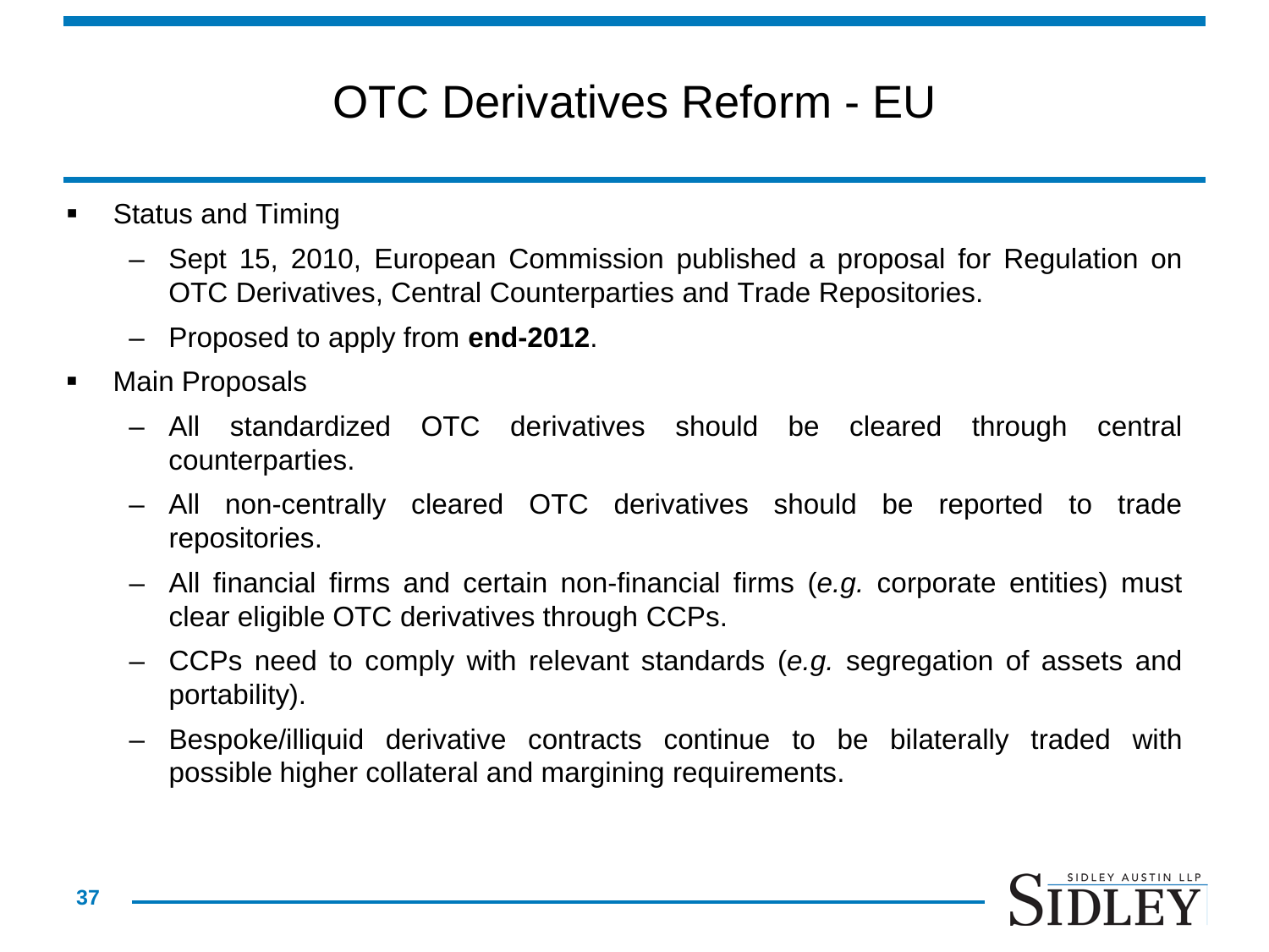# OTC Derivatives Reform - EU

- Status and Timing
  - Sept 15, 2010, European Commission published a proposal for Regulation on OTC Derivatives, Central Counterparties and Trade Repositories.
  - Proposed to apply from **end-2012**.
- Main Proposals
  - All standardized OTC derivatives should be cleared through central counterparties.
  - All non-centrally cleared OTC derivatives should be reported to trade repositories.
  - All financial firms and certain non-financial firms (*e.g.* corporate entities) must clear eligible OTC derivatives through CCPs.
  - CCPs need to comply with relevant standards (*e.g.* segregation of assets and portability).
  - Bespoke/illiquid derivative contracts continue to be bilaterally traded with possible higher collateral and margining requirements.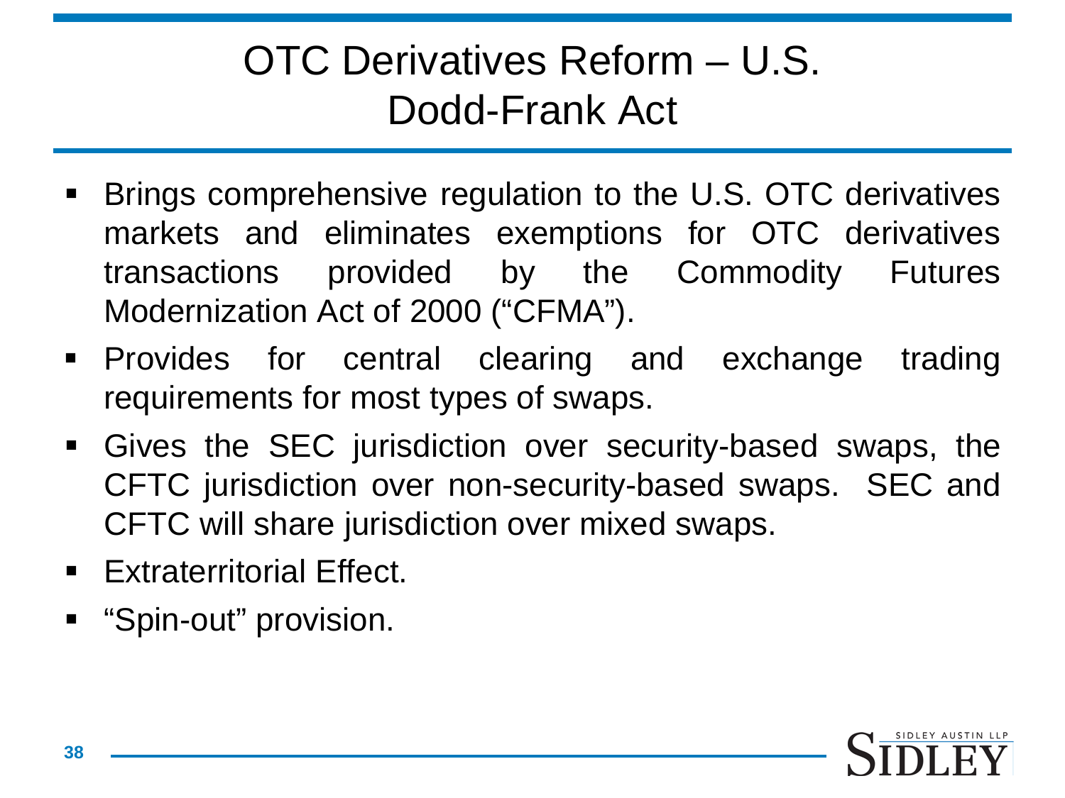# OTC Derivatives Reform – U.S. Dodd-Frank Act

- Brings comprehensive regulation to the U.S. OTC derivatives markets and eliminates exemptions for OTC derivatives transactions provided by the Commodity Futures Modernization Act of 2000 ("CFMA").
- Provides for central clearing and exchange trading requirements for most types of swaps.
- Gives the SEC jurisdiction over security-based swaps, the CFTC jurisdiction over non-security-based swaps. SEC and CFTC will share jurisdiction over mixed swaps.
- Extraterritorial Effect.
- "Spin-out" provision.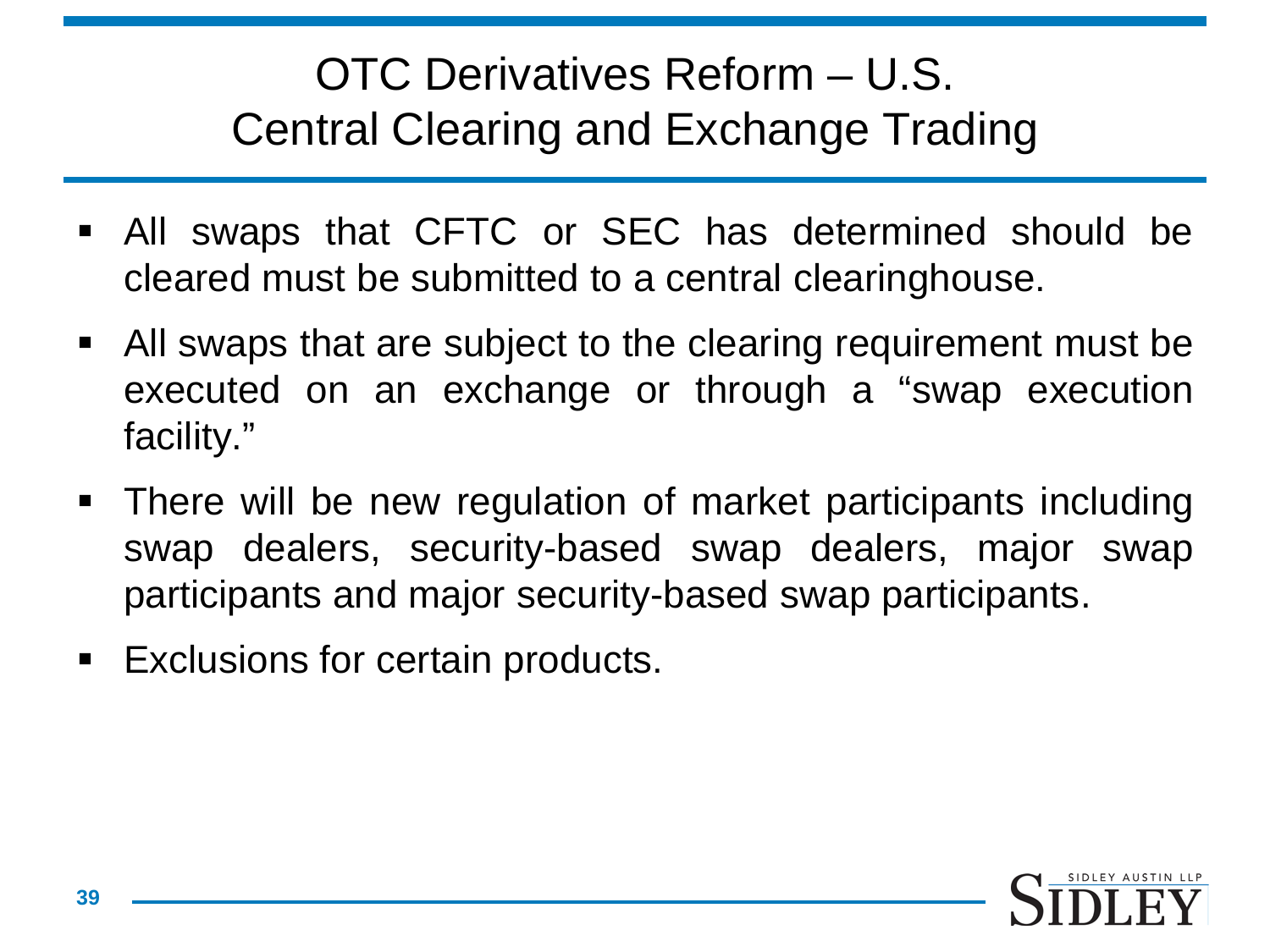# OTC Derivatives Reform – U.S.
## Central Clearing and Exchange Trading

- All swaps that CFTC or SEC has determined should be cleared must be submitted to a central clearinghouse.
- All swaps that are subject to the clearing requirement must be executed on an exchange or through a "swap execution facility."
- There will be new regulation of market participants including swap dealers, security-based swap dealers, major swap participants and major security-based swap participants.
- Exclusions for certain products.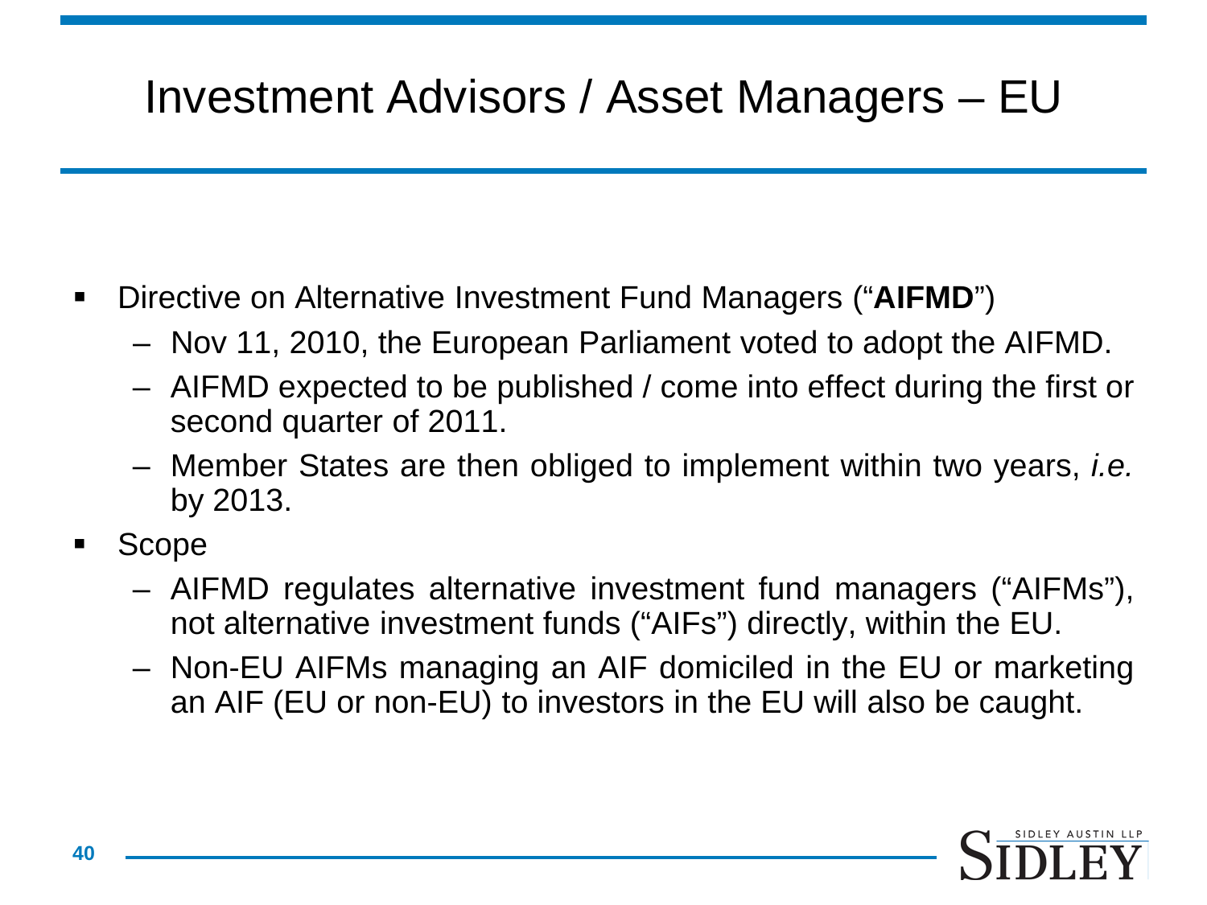# Investment Advisors / Asset Managers – EU

- Directive on Alternative Investment Fund Managers ("**AIFMD**")
  - Nov 11, 2010, the European Parliament voted to adopt the AIFMD.
  - AIFMD expected to be published / come into effect during the first or second quarter of 2011.
  - Member States are then obliged to implement within two years, *i.e.* by 2013.
- Scope
  - AIFMD regulates alternative investment fund managers ("AIFMs"), not alternative investment funds ("AIFs") directly, within the EU.
  - Non-EU AIFMs managing an AIF domiciled in the EU or marketing an AIF (EU or non-EU) to investors in the EU will also be caught.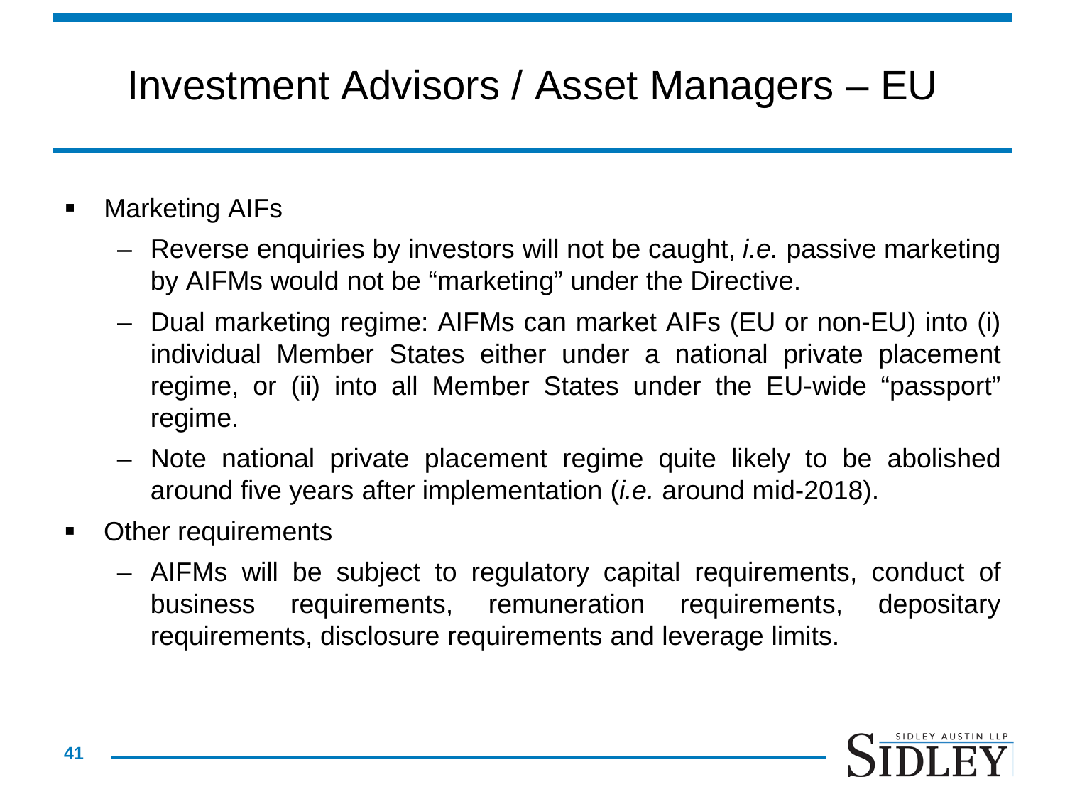# Investment Advisors / Asset Managers – EU

- Marketing AIFs
  - Reverse enquiries by investors will not be caught, *i.e.* passive marketing by AIFMs would not be "marketing" under the Directive.
  - Dual marketing regime: AIFMs can market AIFs (EU or non-EU) into (i) individual Member States either under a national private placement regime, or (ii) into all Member States under the EU-wide "passport" regime.
  - Note national private placement regime quite likely to be abolished around five years after implementation (*i.e.* around mid-2018).
- Other requirements
  - AIFMs will be subject to regulatory capital requirements, conduct of business requirements, remuneration requirements, depositary requirements, disclosure requirements and leverage limits.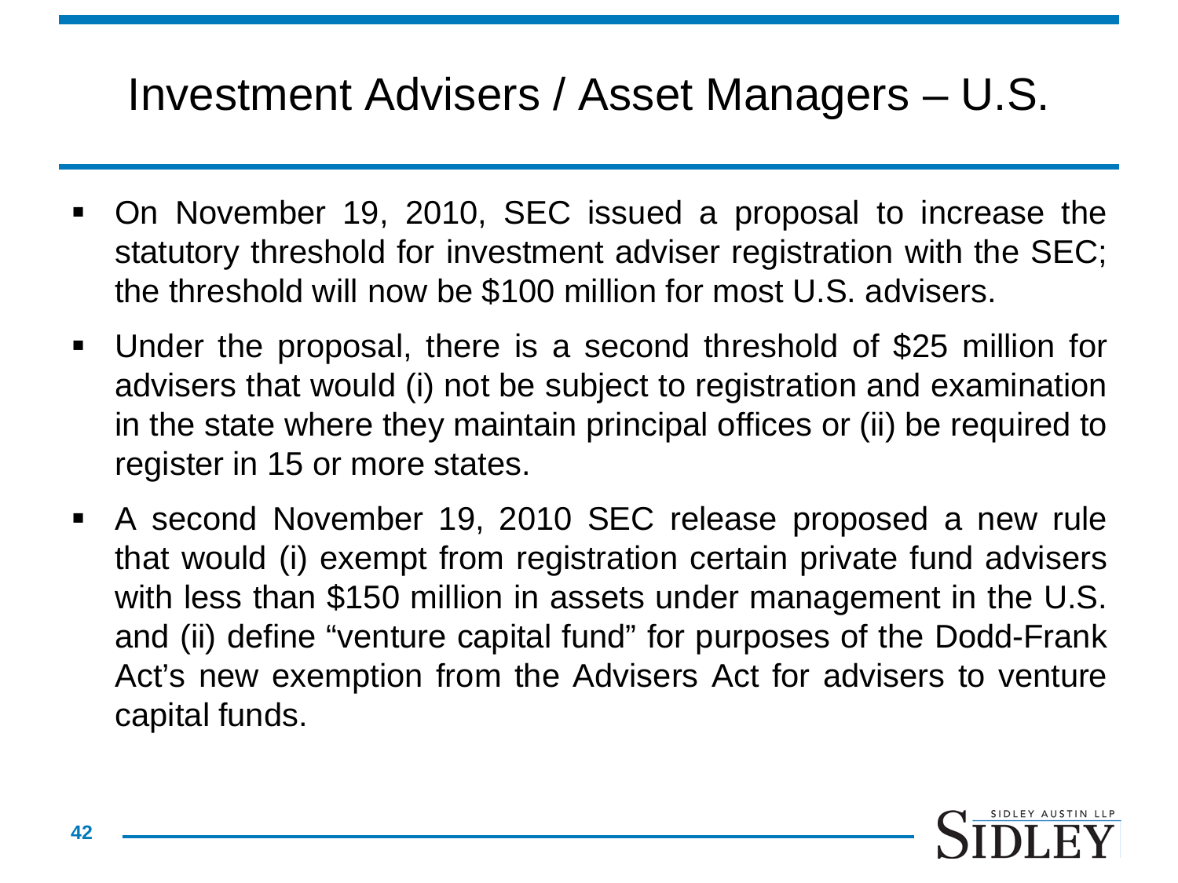# Investment Advisers / Asset Managers – U.S.

- On November 19, 2010, SEC issued a proposal to increase the statutory threshold for investment adviser registration with the SEC; the threshold will now be $100 million for most U.S. advisers.
- Under the proposal, there is a second threshold of $25 million for advisers that would (i) not be subject to registration and examination in the state where they maintain principal offices or (ii) be required to register in 15 or more states.
- A second November 19, 2010 SEC release proposed a new rule that would (i) exempt from registration certain private fund advisers with less than $150 million in assets under management in the U.S. and (ii) define "venture capital fund" for purposes of the Dodd-Frank Act's new exemption from the Advisers Act for advisers to venture capital funds.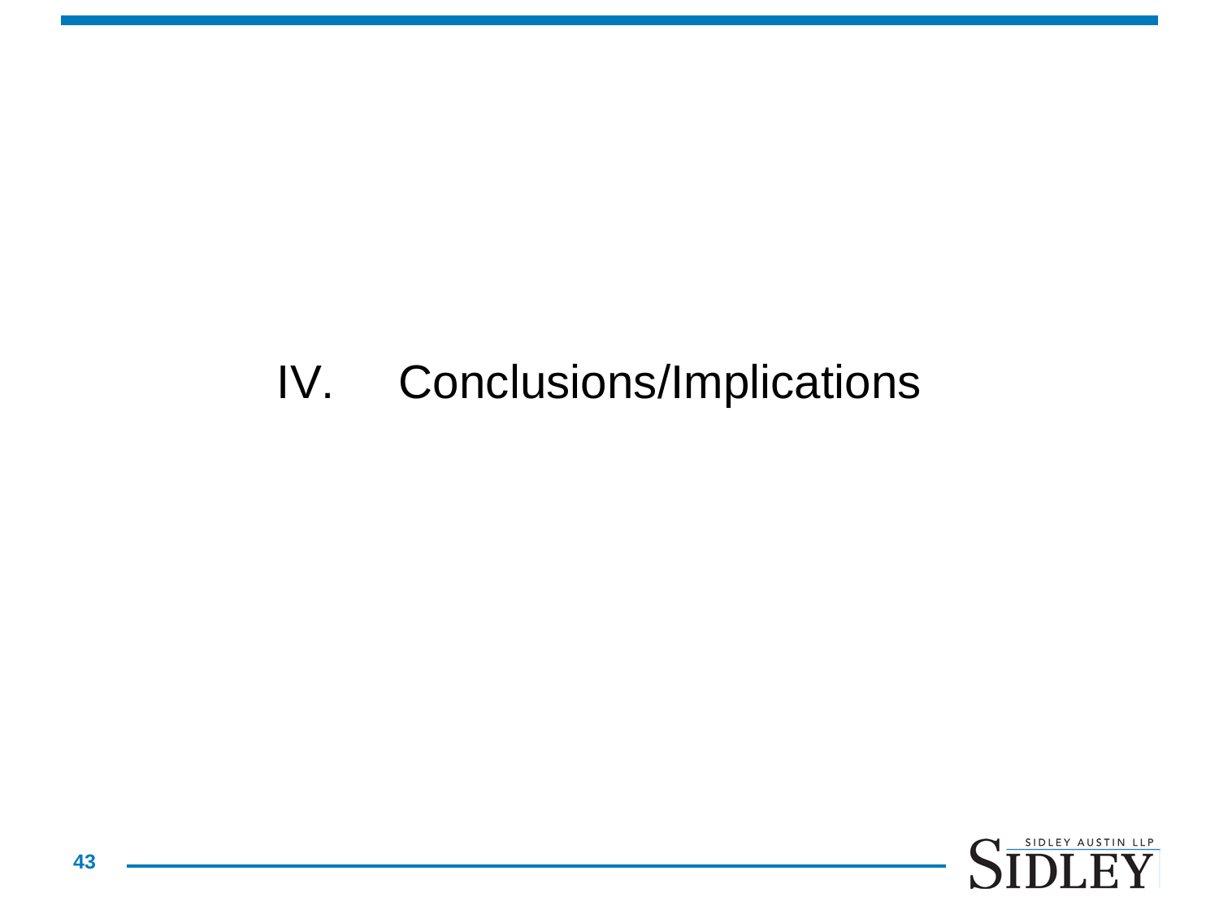# IV. Conclusions/Implications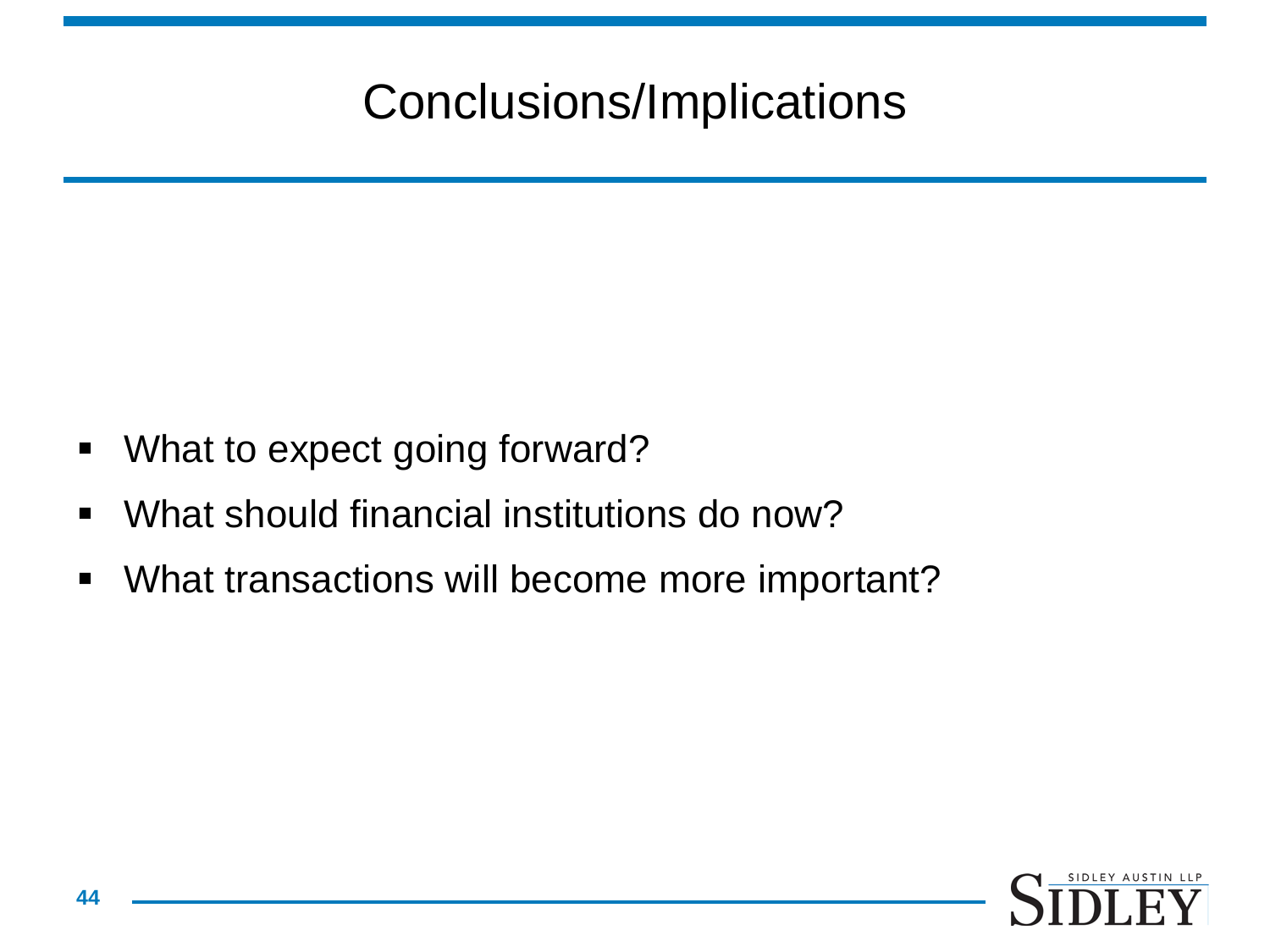# Conclusions/Implications

- What to expect going forward?
- What should financial institutions do now?
- What transactions will become more important?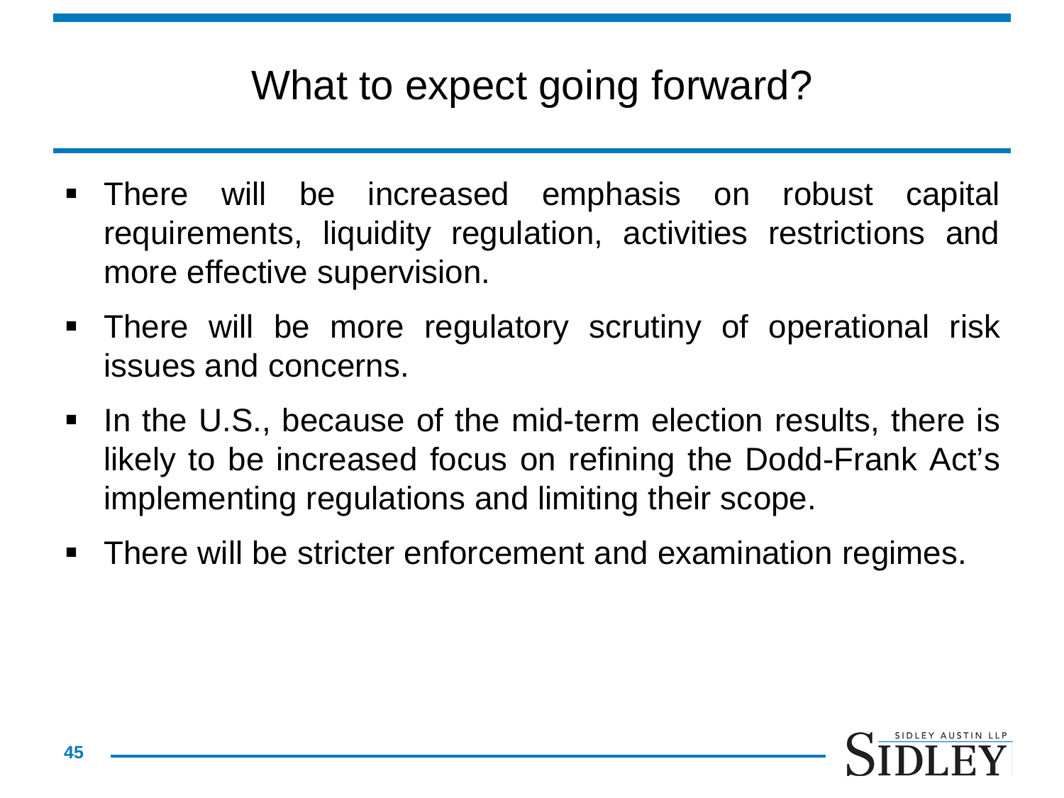# What to expect going forward?

- There will be increased emphasis on robust capital requirements, liquidity regulation, activities restrictions and more effective supervision.
- There will be more regulatory scrutiny of operational risk issues and concerns.
- In the U.S., because of the mid-term election results, there is likely to be increased focus on refining the Dodd-Frank Act's implementing regulations and limiting their scope.
- There will be stricter enforcement and examination regimes.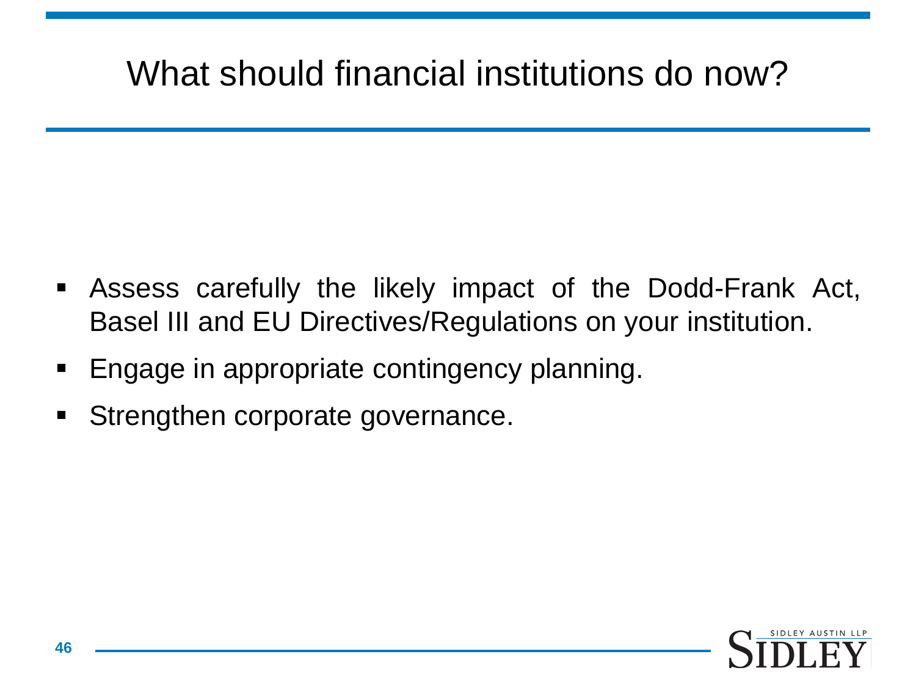# What should financial institutions do now?

- Assess carefully the likely impact of the Dodd-Frank Act, Basel III and EU Directives/Regulations on your institution.
- Engage in appropriate contingency planning.
- Strengthen corporate governance.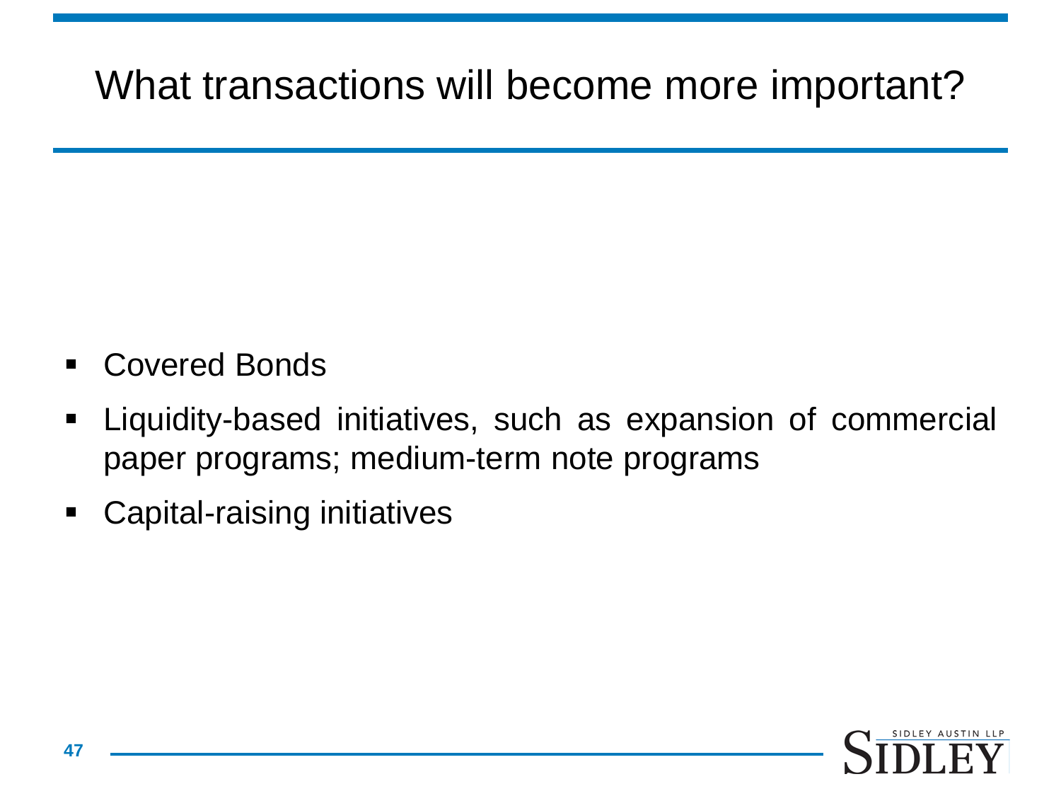# What transactions will become more important?

- Covered Bonds
- Liquidity-based initiatives, such as expansion of commercial paper programs; medium-term note programs
- Capital-raising initiatives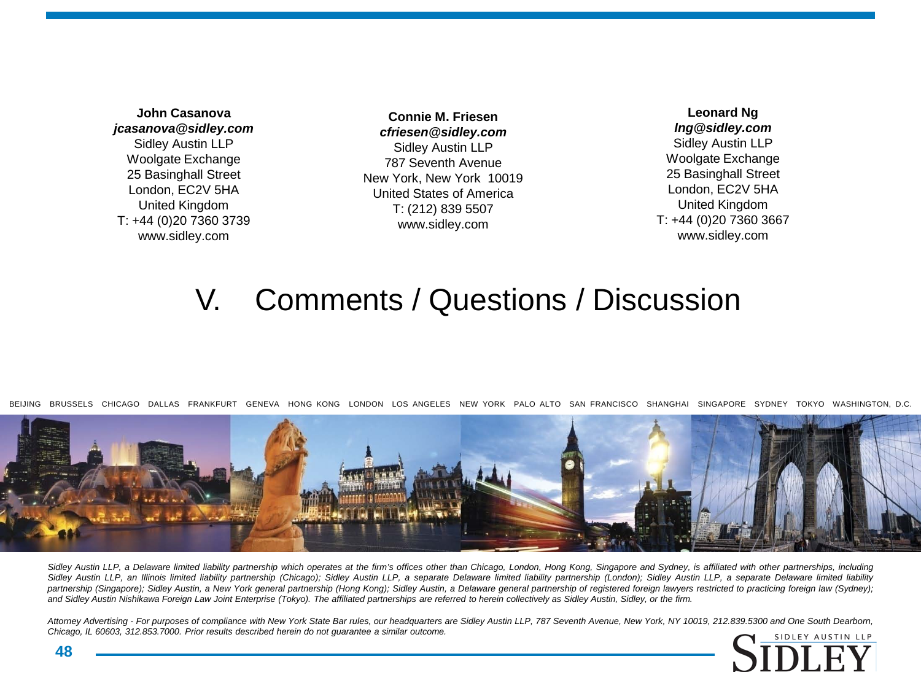**John Casanova**
***jcasanova@sidley.com***
Sidley Austin LLP
Woolgate Exchange
25 Basinghall Street
London, EC2V 5HA
United Kingdom
T: +44 (0)20 7360 3739
www.sidley.com

**Connie M. Friesen**
***cfriesen@sidley.com***
Sidley Austin LLP
787 Seventh Avenue
New York, New York 10019
United States of America
T: (212) 839 5507
www.sidley.com

**Leonard Ng**
***lng@sidley.com***
Sidley Austin LLP
Woolgate Exchange
25 Basinghall Street
London, EC2V 5HA
United Kingdom
T: +44 (0)20 7360 3667
www.sidley.com

# V. Comments / Questions / Discussion

BEIJING BRUSSELS CHICAGO DALLAS FRANKFURT GENEVA HONG KONG LONDON LOS ANGELES NEW YORK PALO ALTO SAN FRANCISCO SHANGHAI SINGAPORE SYDNEY TOKYO WASHINGTON, D.C.

*Sidley Austin LLP, a Delaware limited liability partnership which operates at the firm's offices other than Chicago, London, Hong Kong, Singapore and Sydney, is affiliated with other partnerships, including Sidley Austin LLP, an Illinois limited liability partnership (Chicago); Sidley Austin LLP, a separate Delaware limited liability partnership (London); Sidley Austin LLP, a separate Delaware limited liability partnership (Singapore); Sidley Austin, a New York general partnership (Hong Kong); Sidley Austin, a Delaware general partnership of registered foreign lawyers restricted to practicing foreign law (Sydney); and Sidley Austin Nishikawa Foreign Law Joint Enterprise (Tokyo). The affiliated partnerships are referred to herein collectively as Sidley Austin, Sidley, or the firm.*

*Attorney Advertising - For purposes of compliance with New York State Bar rules, our headquarters are Sidley Austin LLP, 787 Seventh Avenue, New York, NY 10019, 212.839.5300 and One South Dearborn, Chicago, IL 60603, 312.853.7000. Prior results described herein do not guarantee a similar outcome.*

SIDLEY AUSTIN LLP
SIDLEY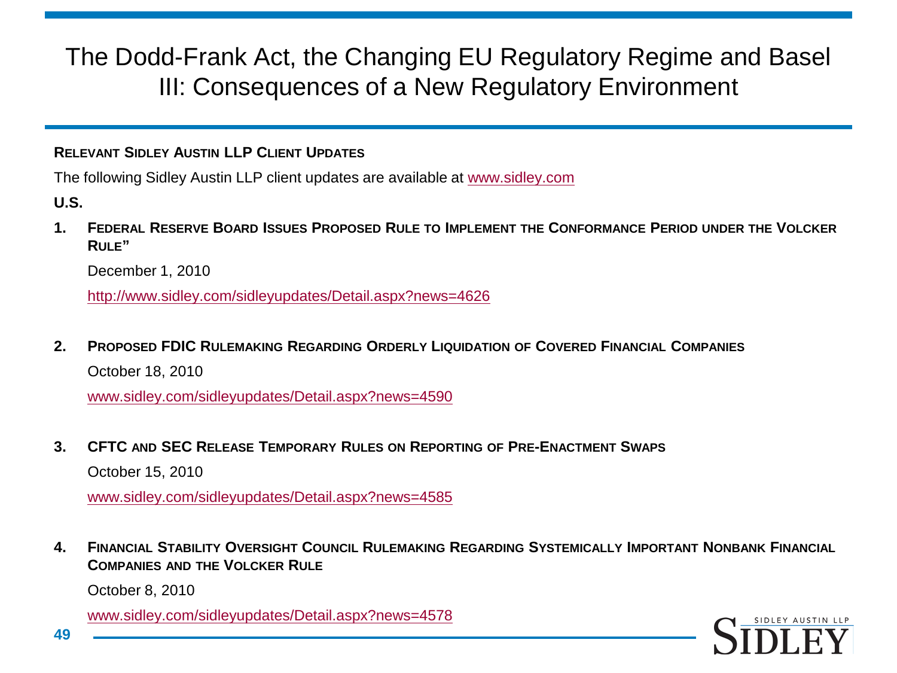# The Dodd-Frank Act, the Changing EU Regulatory Regime and Basel III: Consequences of a New Regulatory Environment

**Relevant Sidley Austin LLP Client Updates**

The following Sidley Austin LLP client updates are available at www.sidley.com

**U.S.**

1. **Federal Reserve Board Issues Proposed Rule to Implement the Conformance Period under the Volcker Rule"**

   December 1, 2010

   http://www.sidley.com/sidleyupdates/Detail.aspx?news=4626

2. **Proposed FDIC Rulemaking Regarding Orderly Liquidation of Covered Financial Companies**

   October 18, 2010

   www.sidley.com/sidleyupdates/Detail.aspx?news=4590

3. **CFTC and SEC Release Temporary Rules on Reporting of Pre-Enactment Swaps**

   October 15, 2010

   www.sidley.com/sidleyupdates/Detail.aspx?news=4585

4. **Financial Stability Oversight Council Rulemaking Regarding Systemically Important Nonbank Financial Companies and the Volcker Rule**

   October 8, 2010

   www.sidley.com/sidleyupdates/Detail.aspx?news=4578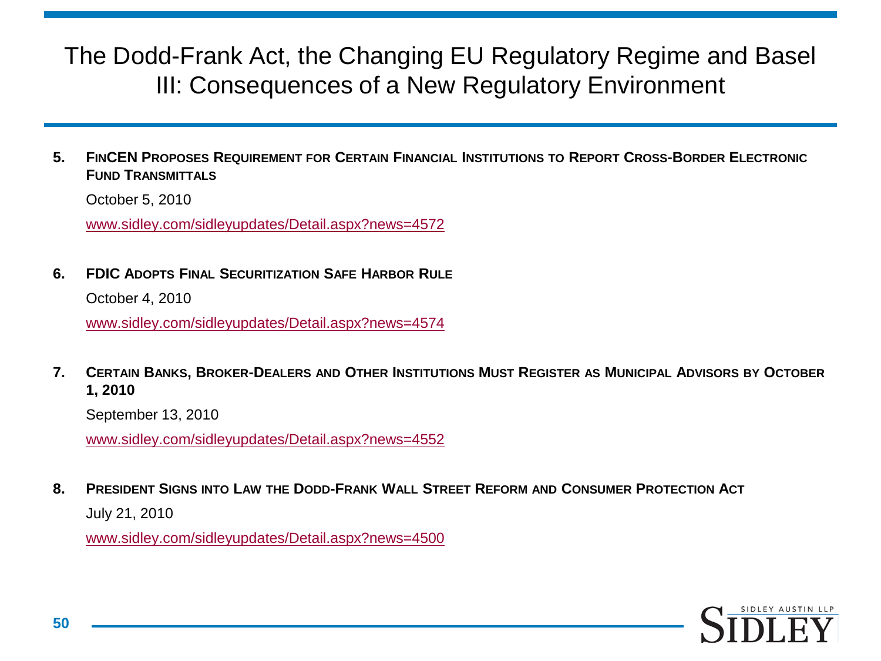5. **FINCEN PROPOSES REQUIREMENT FOR CERTAIN FINANCIAL INSTITUTIONS TO REPORT CROSS-BORDER ELECTRONIC FUND TRANSMITTALS**

   October 5, 2010

   www.sidley.com/sidleyupdates/Detail.aspx?news=4572

6. **FDIC ADOPTS FINAL SECURITIZATION SAFE HARBOR RULE**

   October 4, 2010

   www.sidley.com/sidleyupdates/Detail.aspx?news=4574

7. **CERTAIN BANKS, BROKER-DEALERS AND OTHER INSTITUTIONS MUST REGISTER AS MUNICIPAL ADVISORS BY OCTOBER 1, 2010**

   September 13, 2010

   www.sidley.com/sidleyupdates/Detail.aspx?news=4552

8. **PRESIDENT SIGNS INTO LAW THE DODD-FRANK WALL STREET REFORM AND CONSUMER PROTECTION ACT**

   July 21, 2010

   www.sidley.com/sidleyupdates/Detail.aspx?news=4500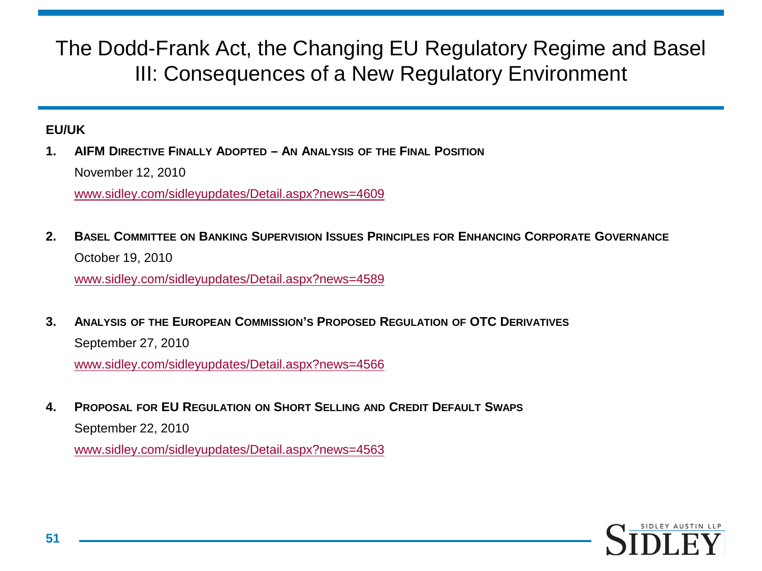## EU/UK

1. **AIFM Directive Finally Adopted – An Analysis of the Final Position**

   November 12, 2010

   www.sidley.com/sidleyupdates/Detail.aspx?news=4609

2. **Basel Committee on Banking Supervision Issues Principles for Enhancing Corporate Governance**

   October 19, 2010

   www.sidley.com/sidleyupdates/Detail.aspx?news=4589

3. **Analysis of the European Commission's Proposed Regulation of OTC Derivatives**

   September 27, 2010

   www.sidley.com/sidleyupdates/Detail.aspx?news=4566

4. **Proposal for EU Regulation on Short Selling and Credit Default Swaps**

   September 22, 2010

   www.sidley.com/sidleyupdates/Detail.aspx?news=4563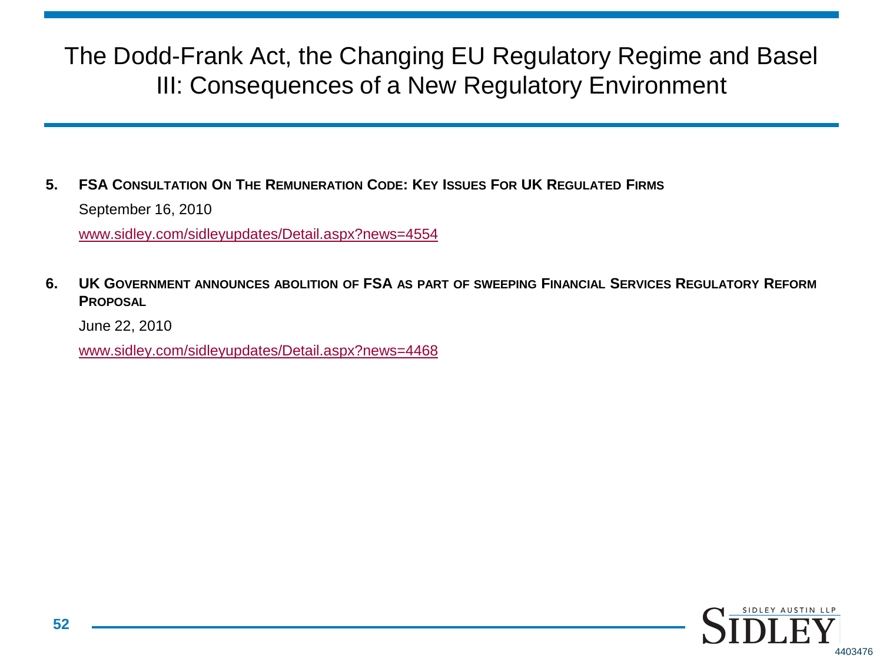# The Dodd-Frank Act, the Changing EU Regulatory Regime and Basel III: Consequences of a New Regulatory Environment

5. **FSA CONSULTATION ON THE REMUNERATION CODE: KEY ISSUES FOR UK REGULATED FIRMS**

   September 16, 2010

   www.sidley.com/sidleyupdates/Detail.aspx?news=4554

6. **UK GOVERNMENT ANNOUNCES ABOLITION OF FSA AS PART OF SWEEPING FINANCIAL SERVICES REGULATORY REFORM PROPOSAL**

   June 22, 2010

   www.sidley.com/sidleyupdates/Detail.aspx?news=4468

SIDLEY AUSTIN LLP
SIDLEY

4403476